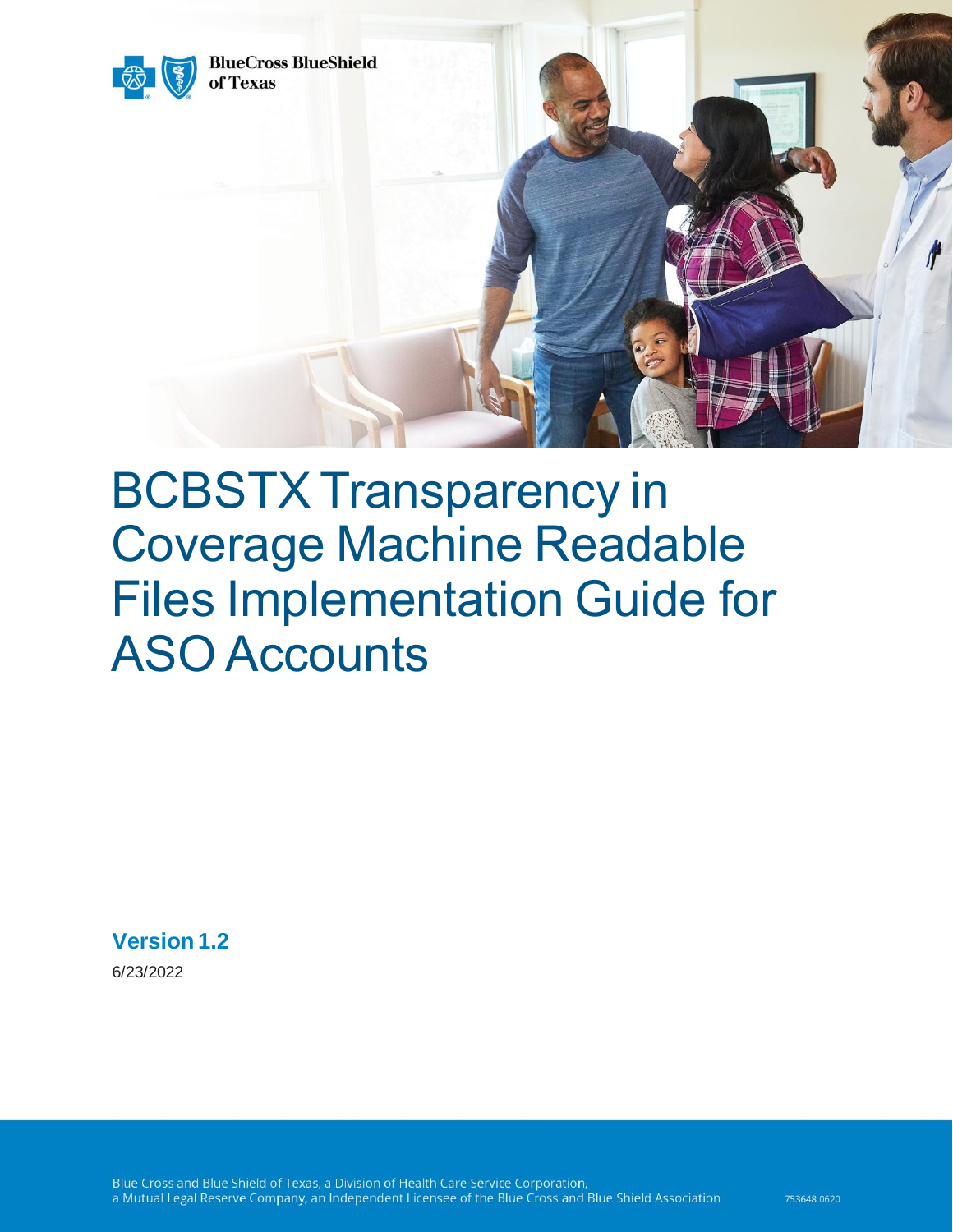BlueCross BlueShield of Texas

# BCBSTX Transparency in Coverage Machine Readable Files Implementation Guide for ASO Accounts

**Version 1.2**

6/23/2022

Blue Cross and Blue Shield of Texas, a Division of Health Care Service Corporation, a Mutual Legal Reserve Company, an Independent Licensee of the Blue Cross and Blue Shield Association

753648.0620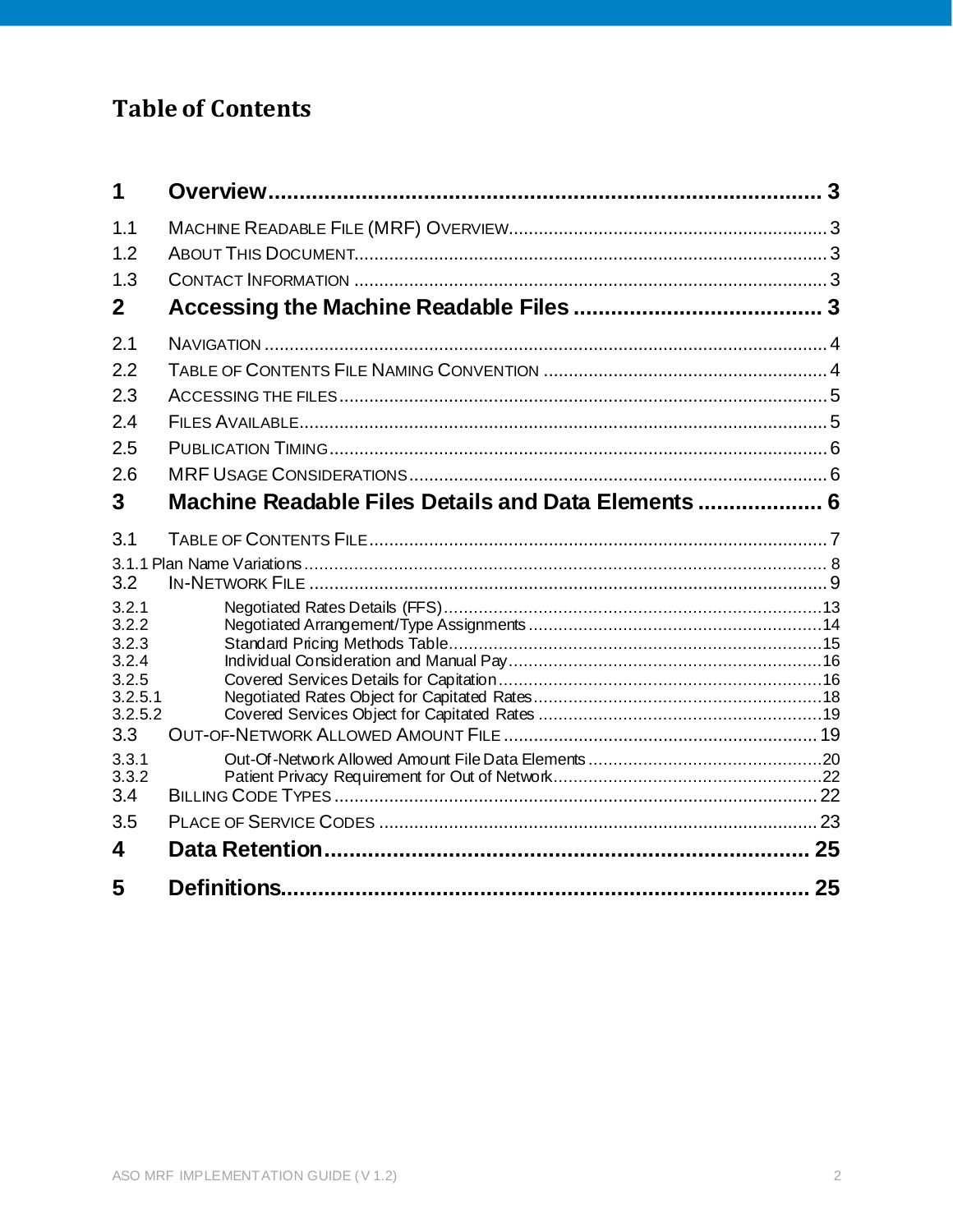# Table of Contents

**1 Overview ..... 3**

1.1 Machine Readable File (MRF) Overview ..... 3

1.2 About This Document ..... 3

1.3 Contact Information ..... 3

**2 Accessing the Machine Readable Files ..... 3**

2.1 Navigation ..... 4

2.2 Table of Contents File Naming Convention ..... 4

2.3 Accessing the files ..... 5

2.4 Files Available ..... 5

2.5 Publication Timing ..... 6

2.6 MRF Usage Considerations ..... 6

**3 Machine Readable Files Details and Data Elements ..... 6**

3.1 Table of Contents File ..... 7

3.1.1 Plan Name Variations ..... 8

3.2 In-Network File ..... 9

3.2.1 Negotiated Rates Details (FFS) ..... 13

3.2.2 Negotiated Arrangement/Type Assignments ..... 14

3.2.3 Standard Pricing Methods Table ..... 15

3.2.4 Individual Consideration and Manual Pay ..... 16

3.2.5 Covered Services Details for Capitation ..... 16

3.2.5.1 Negotiated Rates Object for Capitated Rates ..... 18

3.2.5.2 Covered Services Object for Capitated Rates ..... 19

3.3 Out-of-Network Allowed Amount File ..... 19

3.3.1 Out-Of-Network Allowed Amount File Data Elements ..... 20

3.3.2 Patient Privacy Requirement for Out of Network ..... 22

3.4 Billing Code Types ..... 22

3.5 Place of Service Codes ..... 23

**4 Data Retention ..... 25**

**5 Definitions ..... 25**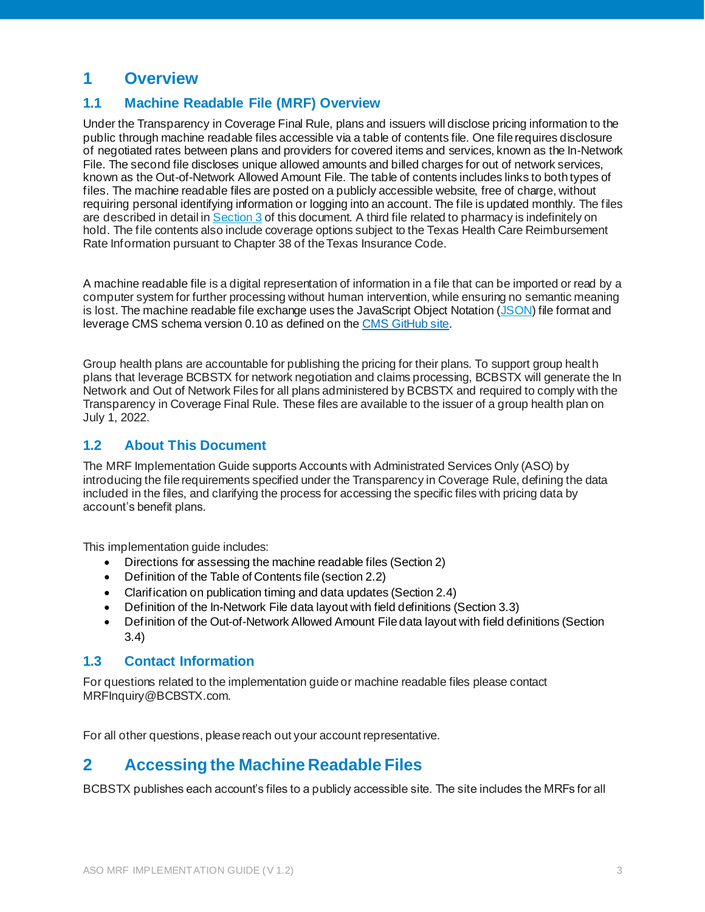# 1 Overview

## 1.1 Machine Readable File (MRF) Overview

Under the Transparency in Coverage Final Rule, plans and issuers will disclose pricing information to the public through machine readable files accessible via a table of contents file. One file requires disclosure of negotiated rates between plans and providers for covered items and services, known as the In-Network File. The second file discloses unique allowed amounts and billed charges for out of network services, known as the Out-of-Network Allowed Amount File. The table of contents includes links to both types of files. The machine readable files are posted on a publicly accessible website, free of charge, without requiring personal identifying information or logging into an account. The file is updated monthly. The files are described in detail in Section 3 of this document. A third file related to pharmacy is indefinitely on hold. The file contents also include coverage options subject to the Texas Health Care Reimbursement Rate Information pursuant to Chapter 38 of the Texas Insurance Code.

A machine readable file is a digital representation of information in a file that can be imported or read by a computer system for further processing without human intervention, while ensuring no semantic meaning is lost. The machine readable file exchange uses the JavaScript Object Notation (JSON) file format and leverage CMS schema version 0.10 as defined on the CMS GitHub site.

Group health plans are accountable for publishing the pricing for their plans. To support group health plans that leverage BCBSTX for network negotiation and claims processing, BCBSTX will generate the In Network and Out of Network Files for all plans administered by BCBSTX and required to comply with the Transparency in Coverage Final Rule. These files are available to the issuer of a group health plan on July 1, 2022.

## 1.2 About This Document

The MRF Implementation Guide supports Accounts with Administrated Services Only (ASO) by introducing the file requirements specified under the Transparency in Coverage Rule, defining the data included in the files, and clarifying the process for accessing the specific files with pricing data by account's benefit plans.

This implementation guide includes:

- Directions for assessing the machine readable files (Section 2)
- Definition of the Table of Contents file (section 2.2)
- Clarification on publication timing and data updates (Section 2.4)
- Definition of the In-Network File data layout with field definitions (Section 3.3)
- Definition of the Out-of-Network Allowed Amount File data layout with field definitions (Section 3.4)

## 1.3 Contact Information

For questions related to the implementation guide or machine readable files please contact MRFInquiry@BCBSTX.com.

For all other questions, please reach out your account representative.

# 2 Accessing the Machine Readable Files

BCBSTX publishes each account's files to a publicly accessible site. The site includes the MRFs for all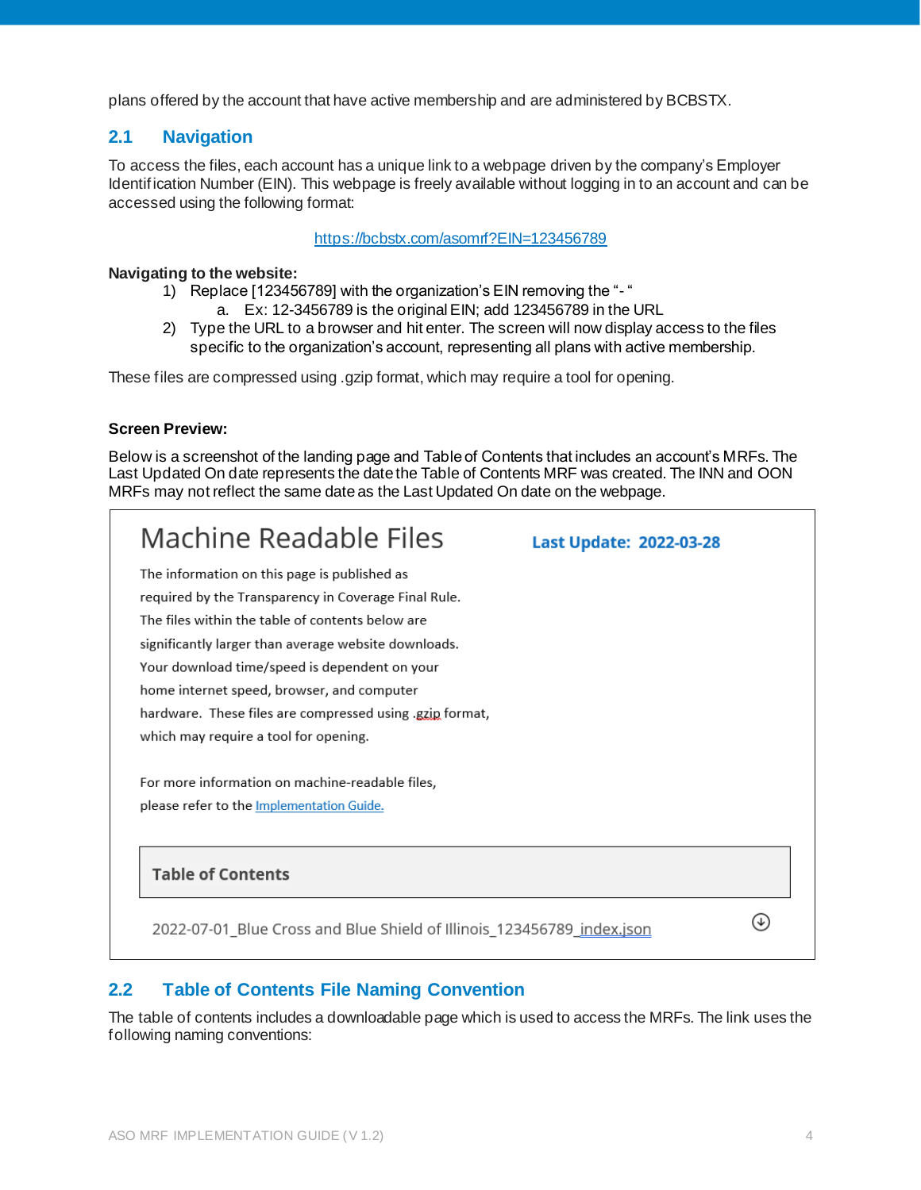plans offered by the account that have active membership and are administered by BCBSTX.

## 2.1 Navigation

To access the files, each account has a unique link to a webpage driven by the company's Employer Identification Number (EIN). This webpage is freely available without logging in to an account and can be accessed using the following format:

https://bcbstx.com/asomrf?EIN=123456789

**Navigating to the website:**

1) Replace [123456789] with the organization's EIN removing the "- "
    a. Ex: 12-3456789 is the original EIN; add 123456789 in the URL
2) Type the URL to a browser and hit enter. The screen will now display access to the files specific to the organization's account, representing all plans with active membership.

These files are compressed using .gzip format, which may require a tool for opening.

**Screen Preview:**

Below is a screenshot of the landing page and Table of Contents that includes an account's MRFs. The Last Updated On date represents the date the Table of Contents MRF was created. The INN and OON MRFs may not reflect the same date as the Last Updated On date on the webpage.

Machine Readable Files

**Last Update: 2022-03-28**

The information on this page is published as required by the Transparency in Coverage Final Rule. The files within the table of contents below are significantly larger than average website downloads. Your download time/speed is dependent on your home internet speed, browser, and computer hardware. These files are compressed using .gzip format, which may require a tool for opening.

For more information on machine-readable files, please refer to the Implementation Guide.

**Table of Contents**

2022-07-01_Blue Cross and Blue Shield of Illinois_123456789_index.json

## 2.2 Table of Contents File Naming Convention

The table of contents includes a downloadable page which is used to access the MRFs. The link uses the following naming conventions: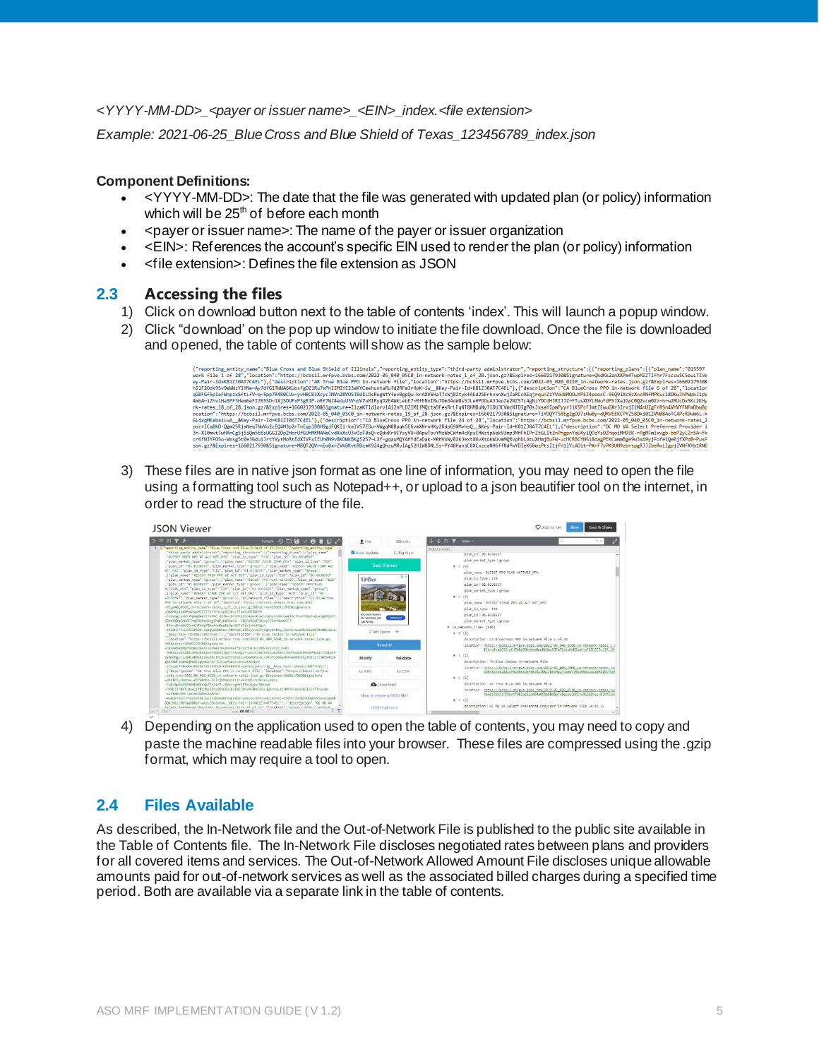*<YYYY-MM-DD>_<payer or issuer name>_<EIN>_index.<file extension>*

*Example: 2021-06-25_Blue Cross and Blue Shield of Texas_123456789_index.json*

**Component Definitions:**

- <YYYY-MM-DD>: The date that the file was generated with updated plan (or policy) information which will be 25th of before each month
- <payer or issuer name>: The name of the payer or issuer organization
- <EIN>: References the account's specific EIN used to render the plan (or policy) information
- <file extension>: Defines the file extension as JSON

## 2.3 Accessing the files

1) Click on download button next to the table of contents 'index'. This will launch a popup window.
2) Click "download' on the pop up window to initiate the file download. Once the file is downloaded and opened, the table of contents will show as the sample below:

3) These files are in native json format as one line of information, you may need to open the file using a formatting tool such as Notepad++, or upload to a json beautifier tool on the internet, in order to read the structure of the file.

4) Depending on the application used to open the table of contents, you may need to copy and paste the machine readable files into your browser. These files are compressed using the .gzip format, which may require a tool to open.

## 2.4 Files Available

As described, the In-Network file and the Out-of-Network File is published to the public site available in the Table of Contents file. The In-Network File discloses negotiated rates between plans and providers for all covered items and services. The Out-of-Network Allowed Amount File discloses unique allowable amounts paid for out-of-network services as well as the associated billed charges during a specified time period. Both are available via a separate link in the table of contents.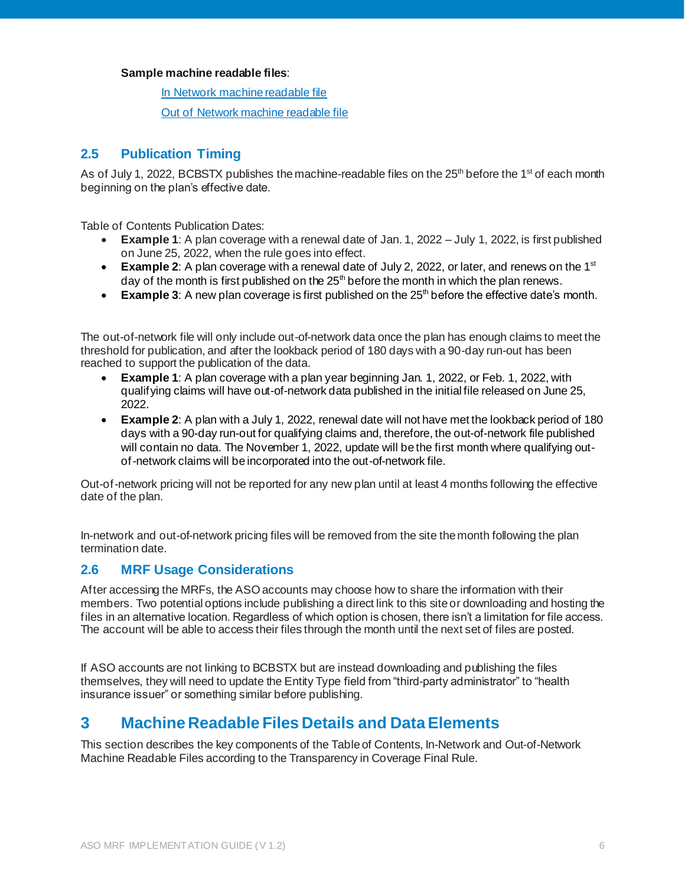**Sample machine readable files**:

[In Network machine readable file]()

[Out of Network machine readable file]()

## 2.5 Publication Timing

As of July 1, 2022, BCBSTX publishes the machine-readable files on the 25th before the 1st of each month beginning on the plan's effective date.

Table of Contents Publication Dates:

- **Example 1**: A plan coverage with a renewal date of Jan. 1, 2022 – July 1, 2022, is first published on June 25, 2022, when the rule goes into effect.
- **Example 2**: A plan coverage with a renewal date of July 2, 2022, or later, and renews on the 1st day of the month is first published on the 25th before the month in which the plan renews.
- **Example 3**: A new plan coverage is first published on the 25th before the effective date's month.

The out-of-network file will only include out-of-network data once the plan has enough claims to meet the threshold for publication, and after the lookback period of 180 days with a 90-day run-out has been reached to support the publication of the data.

- **Example 1**: A plan coverage with a plan year beginning Jan. 1, 2022, or Feb. 1, 2022, with qualifying claims will have out-of-network data published in the initial file released on June 25, 2022.
- **Example 2**: A plan with a July 1, 2022, renewal date will not have met the lookback period of 180 days with a 90-day run-out for qualifying claims and, therefore, the out-of-network file published will contain no data. The November 1, 2022, update will be the first month where qualifying out-of-network claims will be incorporated into the out-of-network file.

Out-of-network pricing will not be reported for any new plan until at least 4 months following the effective date of the plan.

In-network and out-of-network pricing files will be removed from the site the month following the plan termination date.

## 2.6 MRF Usage Considerations

After accessing the MRFs, the ASO accounts may choose how to share the information with their members. Two potential options include publishing a direct link to this site or downloading and hosting the files in an alternative location. Regardless of which option is chosen, there isn't a limitation for file access. The account will be able to access their files through the month until the next set of files are posted.

If ASO accounts are not linking to BCBSTX but are instead downloading and publishing the files themselves, they will need to update the Entity Type field from "third-party administrator" to "health insurance issuer" or something similar before publishing.

# 3 Machine Readable Files Details and Data Elements

This section describes the key components of the Table of Contents, In-Network and Out-of-Network Machine Readable Files according to the Transparency in Coverage Final Rule.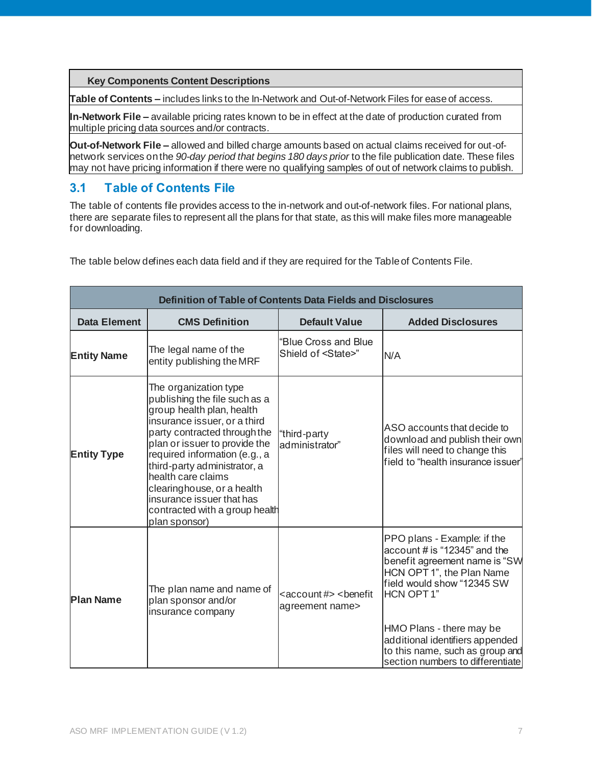| Key Components Content Descriptions |
|---|
| **Table of Contents –** includes links to the In-Network and Out-of-Network Files for ease of access. |
| **In-Network File –** available pricing rates known to be in effect at the date of production curated from multiple pricing data sources and/or contracts. |
| **Out-of-Network File –** allowed and billed charge amounts based on actual claims received for out-of-network services on the *90-day period that begins 180 days prior* to the file publication date. These files may not have pricing information if there were no qualifying samples of out of network claims to publish. |

## 3.1 Table of Contents File

The table of contents file provides access to the in-network and out-of-network files. For national plans, there are separate files to represent all the plans for that state, as this will make files more manageable for downloading.

The table below defines each data field and if they are required for the Table of Contents File.

| Definition of Table of Contents Data Fields and Disclosures | | | |
|---|---|---|---|
| **Data Element** | **CMS Definition** | **Default Value** | **Added Disclosures** |
| **Entity Name** | The legal name of the entity publishing the MRF | "Blue Cross and Blue Shield of <State>" | N/A |
| **Entity Type** | The organization type publishing the file such as a group health plan, health insurance issuer, or a third party contracted through the plan or issuer to provide the required information (e.g., a third-party administrator, a health care claims clearinghouse, or a health insurance issuer that has contracted with a group health plan sponsor) | "third-party administrator" | ASO accounts that decide to download and publish their own files will need to change this field to "health insurance issuer" |
| **Plan Name** | The plan name and name of plan sponsor and/or insurance company | <account #> <benefit agreement name> | PPO plans - Example: if the account # is "12345" and the benefit agreement name is "SW HCN OPT 1", the Plan Name field would show "12345 SW HCN OPT 1"<br><br>HMO Plans - there may be additional identifiers appended to this name, such as group and section numbers to differentiate |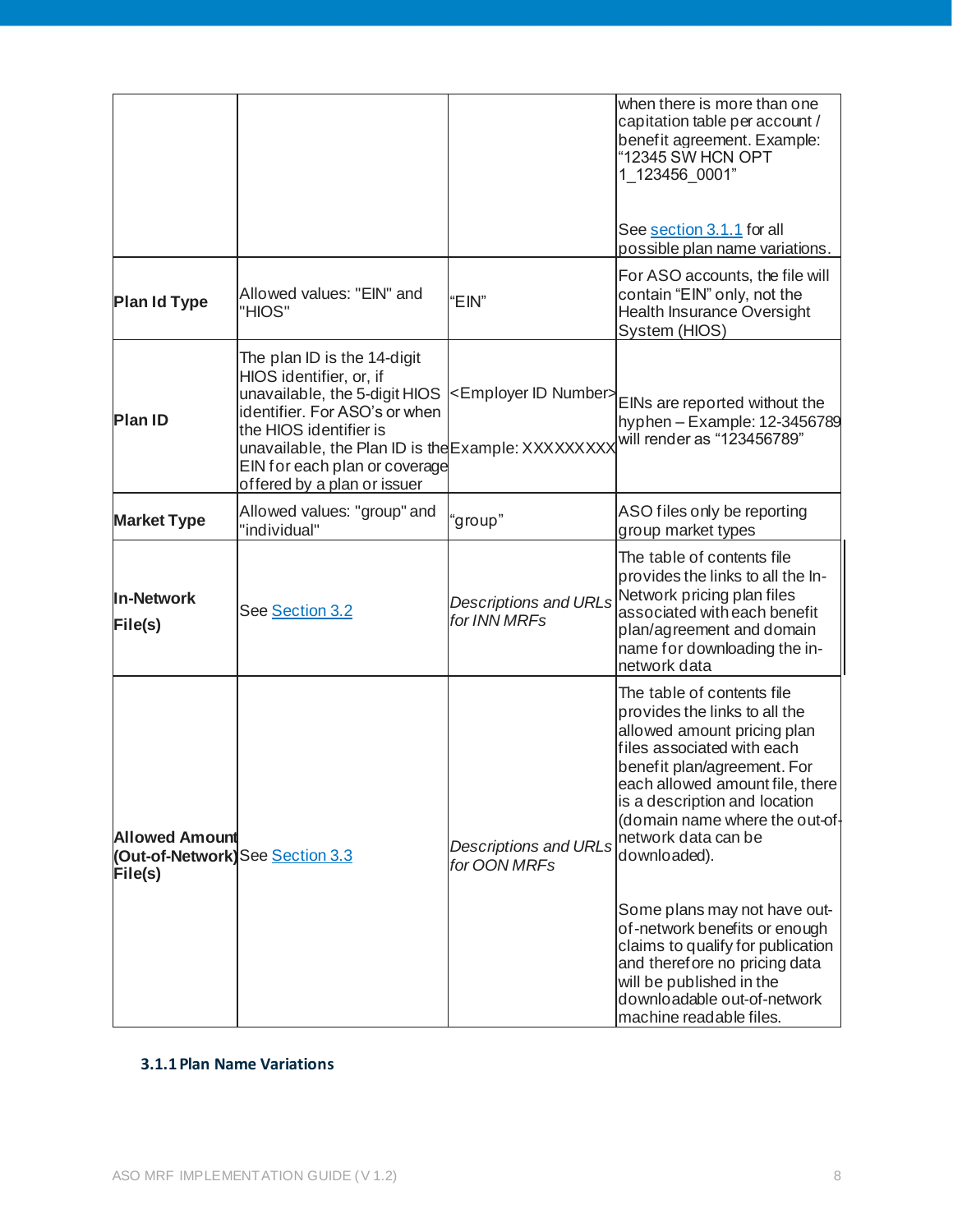| | | | |
|---|---|---|---|
| | | | when there is more than one capitation table per account / benefit agreement. Example: "12345 SW HCN OPT 1_123456_0001"<br><br>See section 3.1.1 for all possible plan name variations. |
| **Plan Id Type** | Allowed values: "EIN" and "HIOS" | "EIN" | For ASO accounts, the file will contain "EIN" only, not the Health Insurance Oversight System (HIOS) |
| **Plan ID** | The plan ID is the 14-digit HIOS identifier, or, if unavailable, the 5-digit HIOS identifier. For ASO's or when the HIOS identifier is unavailable, the Plan ID is the EIN for each plan or coverage offered by a plan or issuer | <Employer ID Number><br><br>Example: XXXXXXXXX | EINs are reported without the hyphen – Example: 12-3456789 will render as "123456789" |
| **Market Type** | Allowed values: "group" and "individual" | "group" | ASO files only be reporting group market types |
| **In-Network File(s)** | See Section 3.2 | *Descriptions and URLs for INN MRFs* | The table of contents file provides the links to all the In-Network pricing plan files associated with each benefit plan/agreement and domain name for downloading the in-network data |
| **Allowed Amount (Out-of-Network) File(s)** | See Section 3.3 | *Descriptions and URLs for OON MRFs* | The table of contents file provides the links to all the allowed amount pricing plan files associated with each benefit plan/agreement. For each allowed amount file, there is a description and location (domain name where the out-of-network data can be downloaded).<br><br>Some plans may not have out-of-network benefits or enough claims to qualify for publication and therefore no pricing data will be published in the downloadable out-of-network machine readable files. |

### 3.1.1 Plan Name Variations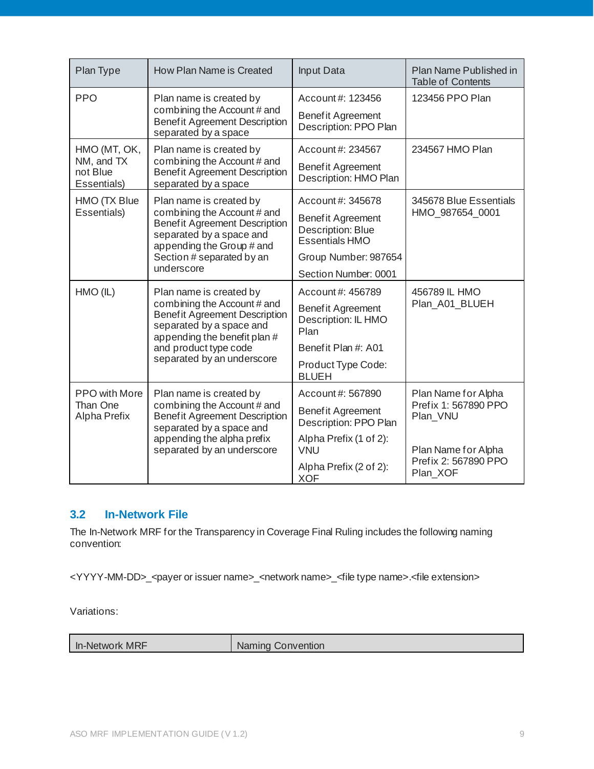| Plan Type | How Plan Name is Created | Input Data | Plan Name Published in Table of Contents |
|---|---|---|---|
| PPO | Plan name is created by combining the Account # and Benefit Agreement Description separated by a space | Account #: 123456<br><br>Benefit Agreement Description: PPO Plan | 123456 PPO Plan |
| HMO (MT, OK, NM, and TX not Blue Essentials) | Plan name is created by combining the Account # and Benefit Agreement Description separated by a space | Account #: 234567<br><br>Benefit Agreement Description: HMO Plan | 234567 HMO Plan |
| HMO (TX Blue Essentials) | Plan name is created by combining the Account # and Benefit Agreement Description separated by a space and appending the Group # and Section # separated by an underscore | Account #: 345678<br><br>Benefit Agreement Description: Blue Essentials HMO<br><br>Group Number: 987654<br><br>Section Number: 0001 | 345678 Blue Essentials HMO_987654_0001 |
| HMO (IL) | Plan name is created by combining the Account # and Benefit Agreement Description separated by a space and appending the benefit plan # and product type code separated by an underscore | Account #: 456789<br><br>Benefit Agreement Description: IL HMO Plan<br><br>Benefit Plan #: A01<br><br>Product Type Code: BLUEH | 456789 IL HMO Plan_A01_BLUEH |
| PPO with More Than One Alpha Prefix | Plan name is created by combining the Account # and Benefit Agreement Description separated by a space and appending the alpha prefix separated by an underscore | Account #: 567890<br><br>Benefit Agreement Description: PPO Plan<br><br>Alpha Prefix (1 of 2): VNU<br><br>Alpha Prefix (2 of 2): XOF | Plan Name for Alpha Prefix 1: 567890 PPO Plan_VNU<br><br>Plan Name for Alpha Prefix 2: 567890 PPO Plan_XOF |

## 3.2 In-Network File

The In-Network MRF for the Transparency in Coverage Final Ruling includes the following naming convention:

<YYYY-MM-DD>_<payer or issuer name>_<network name>_<file type name>.<file extension>

Variations:

| In-Network MRF | Naming Convention |
|---|---|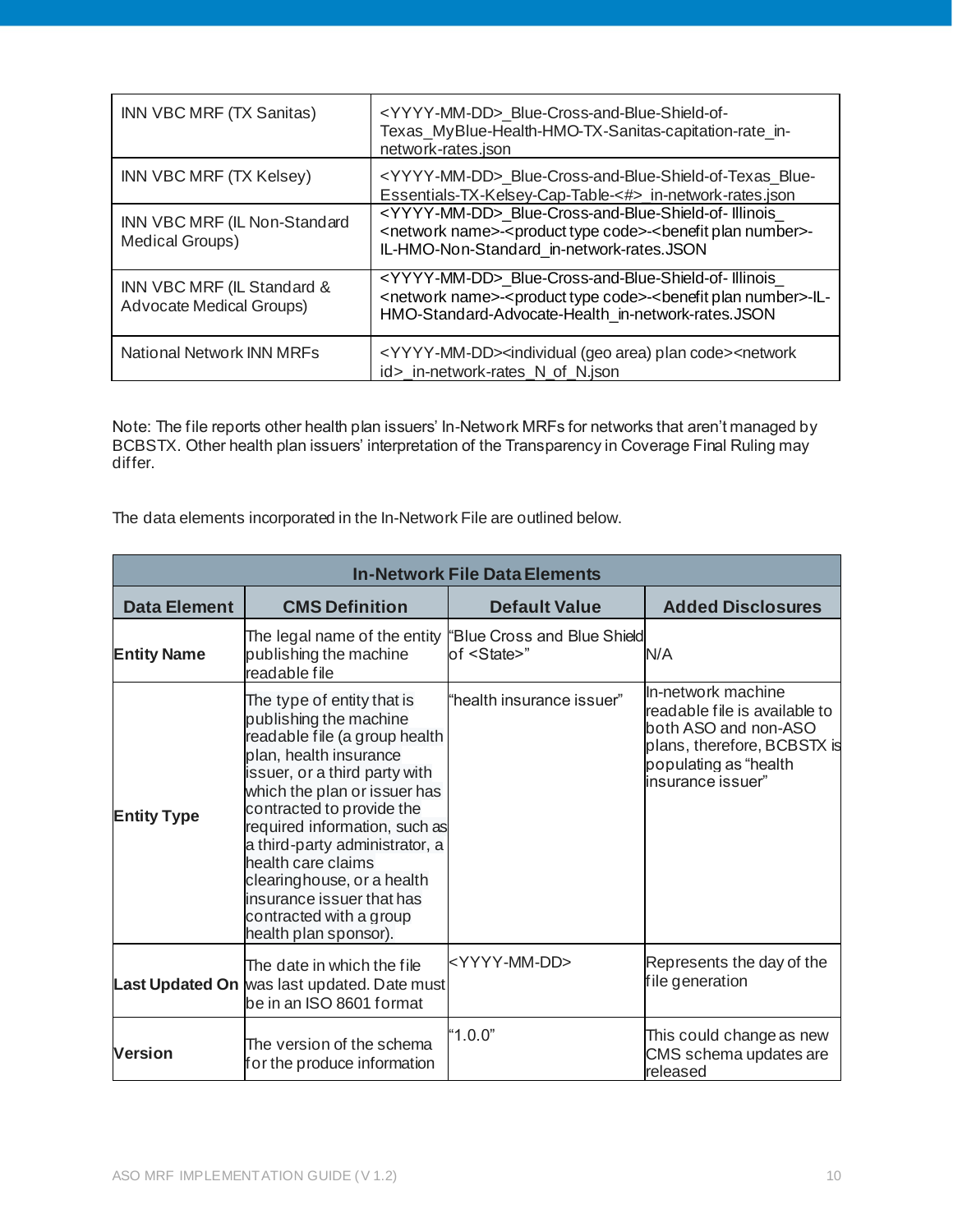| | |
|---|---|
| INN VBC MRF (TX Sanitas) | <YYYY-MM-DD>_Blue-Cross-and-Blue-Shield-of-Texas_MyBlue-Health-HMO-TX-Sanitas-capitation-rate_in-network-rates.json |
| INN VBC MRF (TX Kelsey) | <YYYY-MM-DD>_Blue-Cross-and-Blue-Shield-of-Texas_Blue-Essentials-TX-Kelsey-Cap-Table-<#>_in-network-rates.json |
| INN VBC MRF (IL Non-Standard Medical Groups) | <YYYY-MM-DD>_Blue-Cross-and-Blue-Shield-of- Illinois_ <network name>-<product type code>-<benefit plan number>-IL-HMO-Non-Standard_in-network-rates.JSON |
| INN VBC MRF (IL Standard & Advocate Medical Groups) | <YYYY-MM-DD>_Blue-Cross-and-Blue-Shield-of- Illinois_ <network name>-<product type code>-<benefit plan number>-IL-HMO-Standard-Advocate-Health_in-network-rates.JSON |
| National Network INN MRFs | <YYYY-MM-DD><individual (geo area) plan code><network id>_in-network-rates_N_of_N.json |

Note: The file reports other health plan issuers' In-Network MRFs for networks that aren't managed by BCBSTX. Other health plan issuers' interpretation of the Transparency in Coverage Final Ruling may differ.

The data elements incorporated in the In-Network File are outlined below.

| In-Network File Data Elements | | | |
|---|---|---|---|
| **Data Element** | **CMS Definition** | **Default Value** | **Added Disclosures** |
| **Entity Name** | The legal name of the entity publishing the machine readable file | "Blue Cross and Blue Shield of <State>" | N/A |
| **Entity Type** | The type of entity that is publishing the machine readable file (a group health plan, health insurance issuer, or a third party with which the plan or issuer has contracted to provide the required information, such as a third-party administrator, a health care claims clearinghouse, or a health insurance issuer that has contracted with a group health plan sponsor). | "health insurance issuer" | In-network machine readable file is available to both ASO and non-ASO plans, therefore, BCBSTX is populating as "health insurance issuer" |
| **Last Updated On** | The date in which the file was last updated. Date must be in an ISO 8601 format | <YYYY-MM-DD> | Represents the day of the file generation |
| **Version** | The version of the schema for the produce information | "1.0.0" | This could change as new CMS schema updates are released |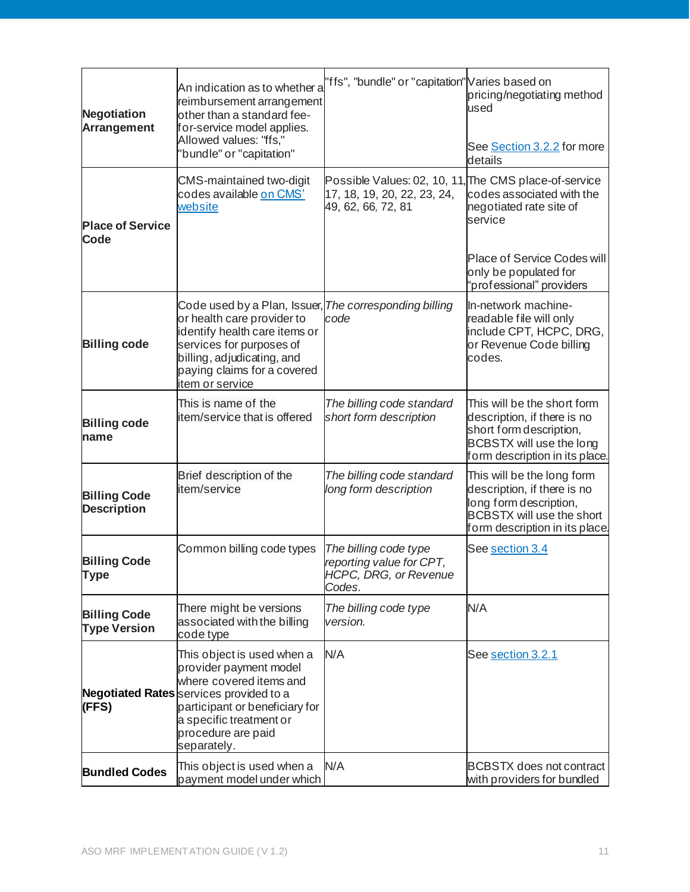| | | | |
|---|---|---|---|
| **Negotiation Arrangement** | An indication as to whether a reimbursement arrangement other than a standard fee-for-service model applies. Allowed values: "ffs," "bundle" or "capitation" | "ffs", "bundle" or "capitation" | Varies based on pricing/negotiating method used<br><br>See Section 3.2.2 for more details |
| **Place of Service Code** | CMS-maintained two-digit codes available on CMS' website | Possible Values: 02, 10, 11, 17, 18, 19, 20, 22, 23, 24, 49, 62, 66, 72, 81 | The CMS place-of-service codes associated with the negotiated rate site of service<br><br>Place of Service Codes will only be populated for "professional" providers |
| **Billing code** | Code used by a Plan, Issuer, or health care provider to identify health care items or services for purposes of billing, adjudicating, and paying claims for a covered item or service | *The corresponding billing code* | In-network machine-readable file will only include CPT, HCPC, DRG, or Revenue Code billing codes. |
| **Billing code name** | This is name of the item/service that is offered | *The billing code standard short form description* | This will be the short form description, if there is no short form description, BCBSTX will use the long form description in its place. |
| **Billing Code Description** | Brief description of the item/service | *The billing code standard long form description* | This will be the long form description, if there is no long form description, BCBSTX will use the short form description in its place. |
| **Billing Code Type** | Common billing code types | *The billing code type reporting value for CPT, HCPC, DRG, or Revenue Codes.* | See section 3.4 |
| **Billing Code Type Version** | There might be versions associated with the billing code type | *The billing code type version.* | N/A |
| **Negotiated Rates (FFS)** | This object is used when a provider payment model where covered items and services provided to a participant or beneficiary for a specific treatment or procedure are paid separately. | N/A | See section 3.2.1 |
| **Bundled Codes** | This object is used when a payment model under which | N/A | BCBSTX does not contract with providers for bundled |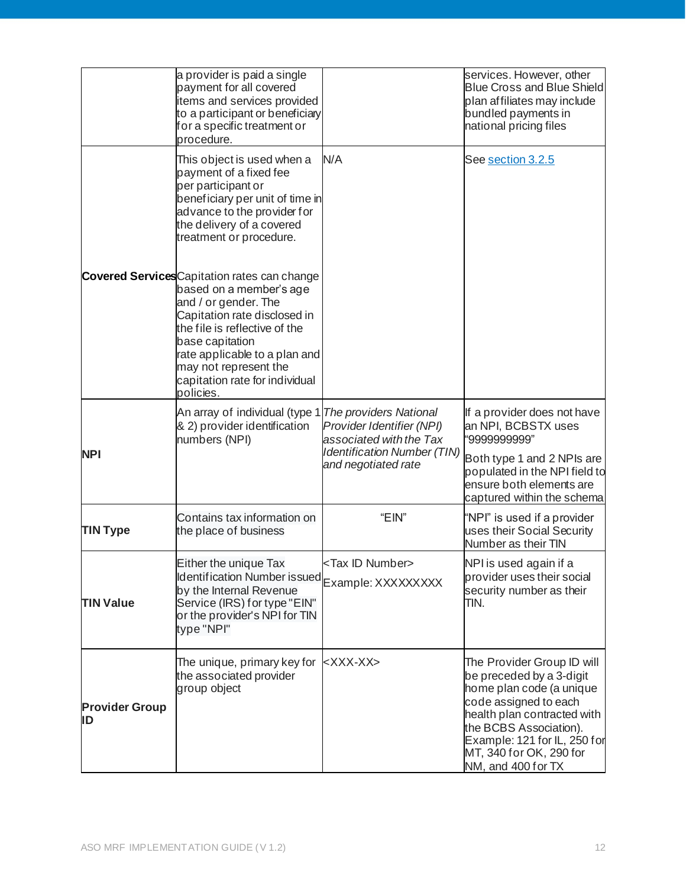| | | | |
|---|---|---|---|
| | a provider is paid a single payment for all covered items and services provided to a participant or beneficiary for a specific treatment or procedure. | | services. However, other Blue Cross and Blue Shield plan affiliates may include bundled payments in national pricing files |
| **Covered Services** | This object is used when a payment of a fixed fee per participant or beneficiary per unit of time in advance to the provider for the delivery of a covered treatment or procedure.<br><br>Capitation rates can change based on a member's age and / or gender. The Capitation rate disclosed in the file is reflective of the base capitation rate applicable to a plan and may not represent the capitation rate for individual policies. | N/A | See section 3.2.5 |
| **NPI** | An array of individual (type 1 & 2) provider identification numbers (NPI) | *The providers National Provider Identifier (NPI) associated with the Tax Identification Number (TIN) and negotiated rate* | If a provider does not have an NPI, BCBSTX uses "9999999999"<br><br>Both type 1 and 2 NPIs are populated in the NPI field to ensure both elements are captured within the schema |
| **TIN Type** | Contains tax information on the place of business | "EIN" | "NPI" is used if a provider uses their Social Security Number as their TIN |
| **TIN Value** | Either the unique Tax Identification Number issued by the Internal Revenue Service (IRS) for type "EIN" or the provider's NPI for TIN type "NPI" | <Tax ID Number><br>Example: XXXXXXXXX | NPI is used again if a provider uses their social security number as their TIN. |
| **Provider Group ID** | The unique, primary key for the associated provider group object | <XXX-XX> | The Provider Group ID will be preceded by a 3-digit home plan code (a unique code assigned to each health plan contracted with the BCBS Association). Example: 121 for IL, 250 for MT, 340 for OK, 290 for NM, and 400 for TX |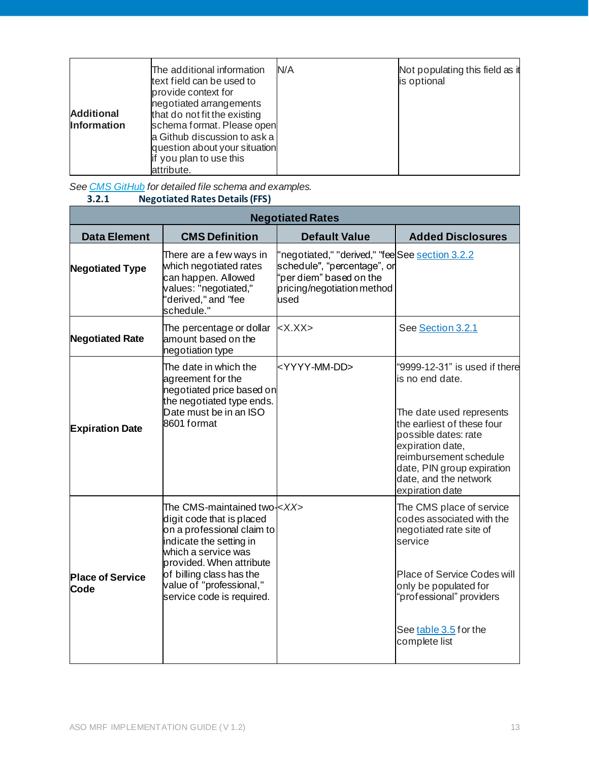| | | | |
|---|---|---|---|
| **Additional Information** | The additional information text field can be used to provide context for negotiated arrangements that do not fit the existing schema format. Please open a Github discussion to ask a question about your situation if you plan to use this attribute. | N/A | Not populating this field as it is optional |

*See CMS GitHub for detailed file schema and examples.*

### 3.2.1 Negotiated Rates Details (FFS)

| Negotiated Rates | | | |
|---|---|---|---|
| **Data Element** | **CMS Definition** | **Default Value** | **Added Disclosures** |
| **Negotiated Type** | There are a few ways in which negotiated rates can happen. Allowed values: "negotiated," "derived," and "fee schedule." | "negotiated," "derived," "fee schedule", "percentage", or "per diem" based on the pricing/negotiation method used | See section 3.2.2 |
| **Negotiated Rate** | The percentage or dollar amount based on the negotiation type | <X.XX> | See Section 3.2.1 |
| **Expiration Date** | The date in which the agreement for the negotiated price based on the negotiated type ends. Date must be in an ISO 8601 format | <YYYY-MM-DD> | "9999-12-31" is used if there is no end date.<br><br>The date used represents the earliest of these four possible dates: rate expiration date, reimbursement schedule date, PIN group expiration date, and the network expiration date |
| **Place of Service Code** | The CMS-maintained two-digit code that is placed on a professional claim to indicate the setting in which a service was provided. When attribute of billing class has the value of "professional," service code is required. | *<XX>* | The CMS place of service codes associated with the negotiated rate site of service<br><br>Place of Service Codes will only be populated for "professional" providers<br><br>See table 3.5 for the complete list |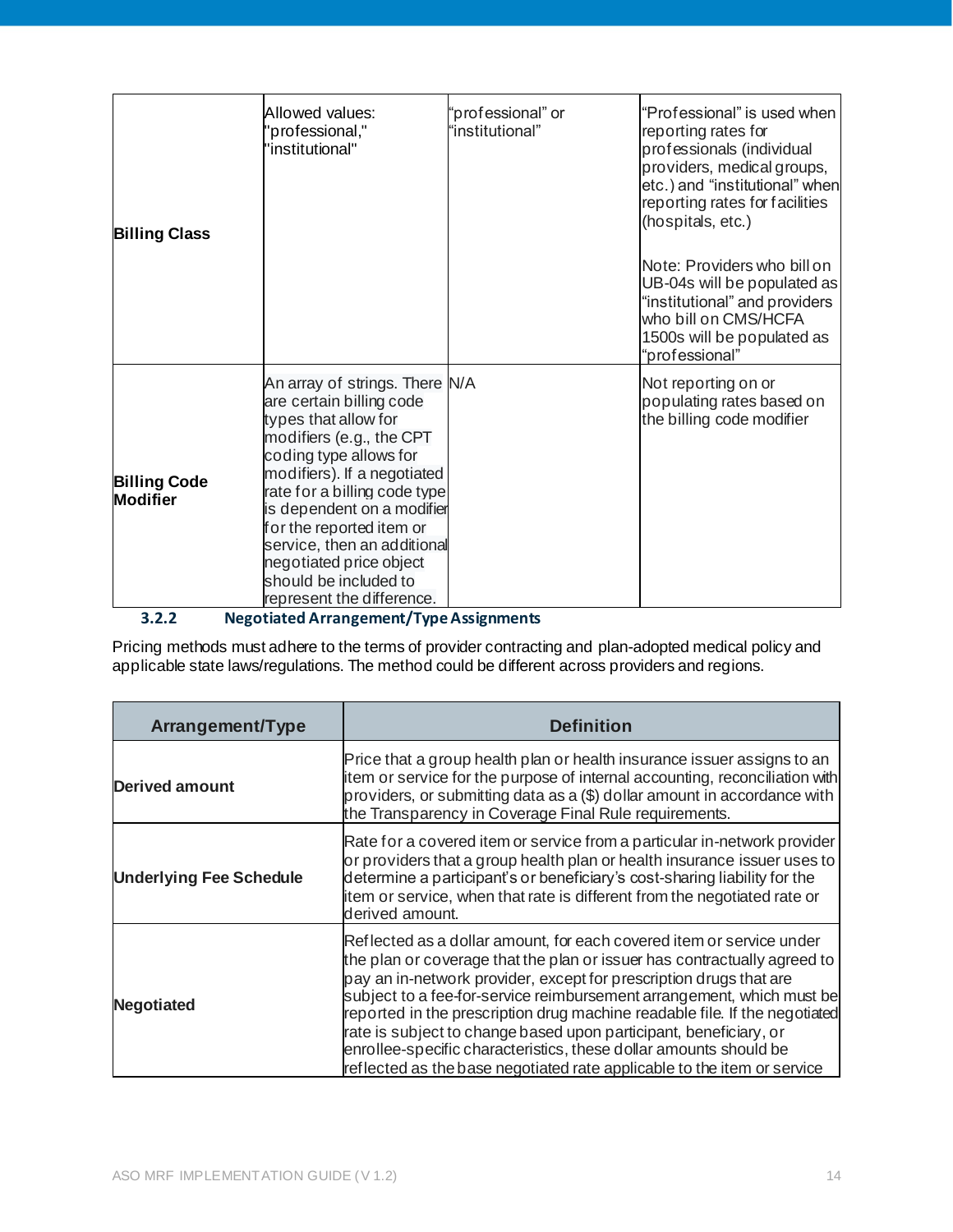| | | | |
|---|---|---|---|
| **Billing Class** | Allowed values: "professional," "institutional" | "professional" or "institutional" | "Professional" is used when reporting rates for professionals (individual providers, medical groups, etc.) and "institutional" when reporting rates for facilities (hospitals, etc.)<br><br>Note: Providers who bill on UB-04s will be populated as "institutional" and providers who bill on CMS/HCFA 1500s will be populated as "professional" |
| **Billing Code Modifier** | An array of strings. There are certain billing code types that allow for modifiers (e.g., the CPT coding type allows for modifiers). If a negotiated rate for a billing code type is dependent on a modifier for the reported item or service, then an additional negotiated price object should be included to represent the difference. | N/A | Not reporting on or populating rates based on the billing code modifier |

### 3.2.2 Negotiated Arrangement/Type Assignments

Pricing methods must adhere to the terms of provider contracting and plan-adopted medical policy and applicable state laws/regulations. The method could be different across providers and regions.

| Arrangement/Type | Definition |
|---|---|
| **Derived amount** | Price that a group health plan or health insurance issuer assigns to an item or service for the purpose of internal accounting, reconciliation with providers, or submitting data as a ($) dollar amount in accordance with the Transparency in Coverage Final Rule requirements. |
| **Underlying Fee Schedule** | Rate for a covered item or service from a particular in-network provider or providers that a group health plan or health insurance issuer uses to determine a participant's or beneficiary's cost-sharing liability for the item or service, when that rate is different from the negotiated rate or derived amount. |
| **Negotiated** | Reflected as a dollar amount, for each covered item or service under the plan or coverage that the plan or issuer has contractually agreed to pay an in-network provider, except for prescription drugs that are subject to a fee-for-service reimbursement arrangement, which must be reported in the prescription drug machine readable file. If the negotiated rate is subject to change based upon participant, beneficiary, or enrollee-specific characteristics, these dollar amounts should be reflected as the base negotiated rate applicable to the item or service |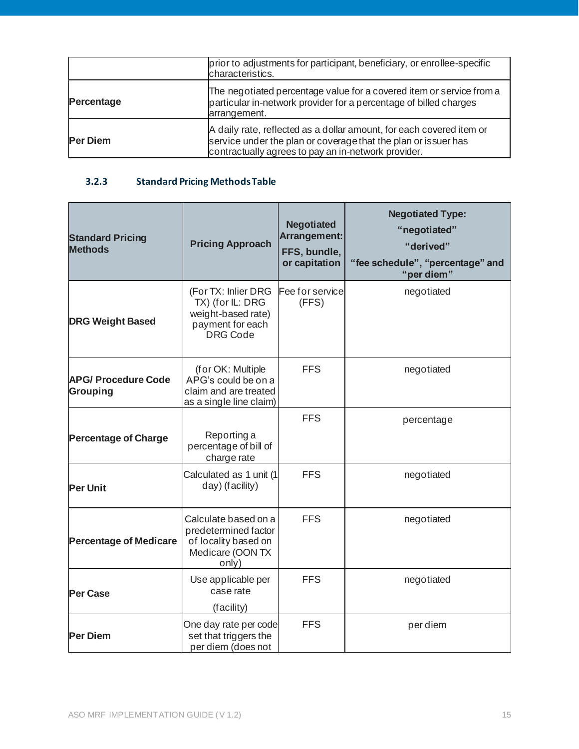| | |
|---|---|
| | prior to adjustments for participant, beneficiary, or enrollee-specific characteristics. |
| **Percentage** | The negotiated percentage value for a covered item or service from a particular in-network provider for a percentage of billed charges arrangement. |
| **Per Diem** | A daily rate, reflected as a dollar amount, for each covered item or service under the plan or coverage that the plan or issuer has contractually agrees to pay an in-network provider. |

### 3.2.3 Standard Pricing Methods Table

| Standard Pricing Methods | Pricing Approach | Negotiated Arrangement: FFS, bundle, or capitation | Negotiated Type: "negotiated" "derived" "fee schedule", "percentage" and "per diem" |
|---|---|---|---|
| **DRG Weight Based** | (For TX: Inlier DRG TX) (for IL: DRG weight-based rate) payment for each DRG Code | Fee for service (FFS) | negotiated |
| **APG/ Procedure Code Grouping** | (for OK: Multiple APG's could be on a claim and are treated as a single line claim) | FFS | negotiated |
| **Percentage of Charge** | Reporting a percentage of bill of charge rate | FFS | percentage |
| **Per Unit** | Calculated as 1 unit (1 day) (facility) | FFS | negotiated |
| **Percentage of Medicare** | Calculate based on a predetermined factor of locality based on Medicare (OON TX only) | FFS | negotiated |
| **Per Case** | Use applicable per case rate (facility) | FFS | negotiated |
| **Per Diem** | One day rate per code set that triggers the per diem (does not | FFS | per diem |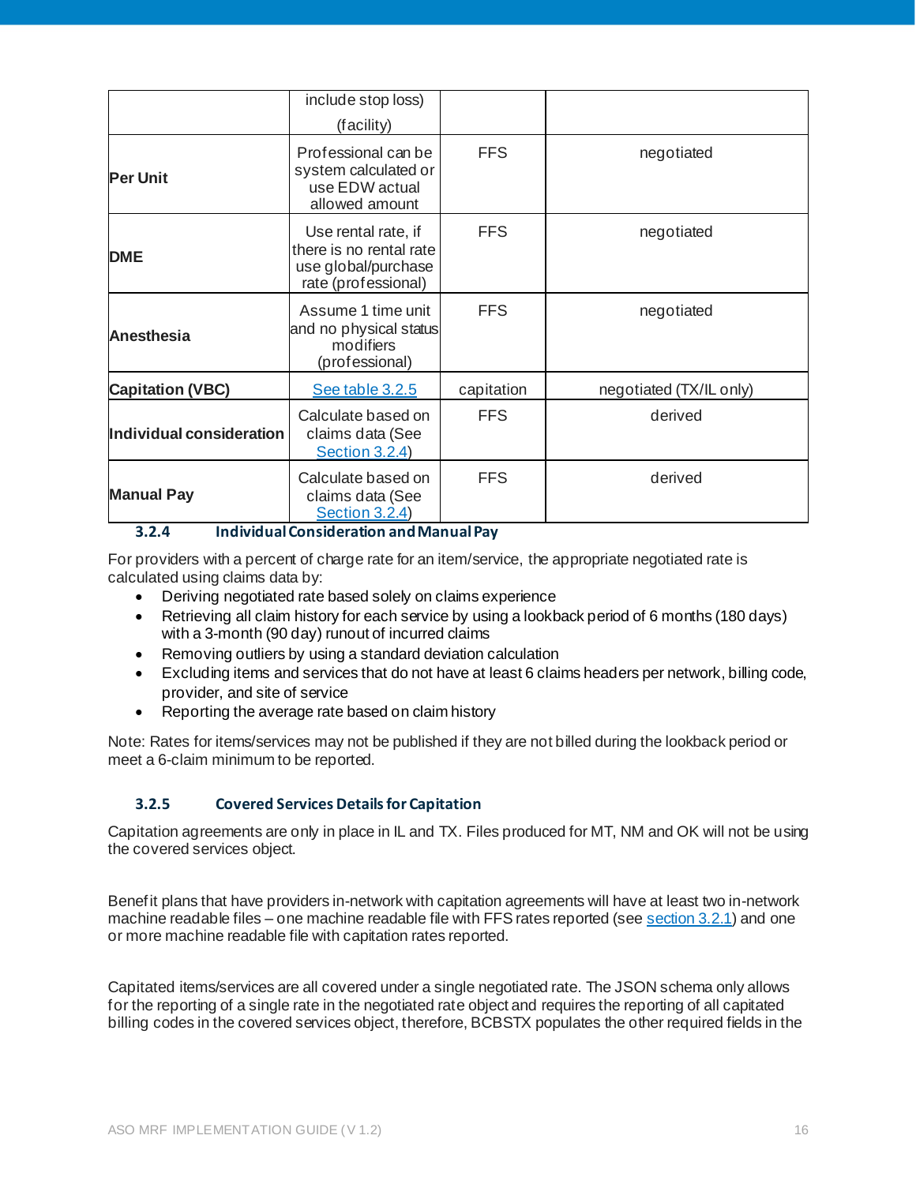| | | | |
|---|---|---|---|
| | include stop loss) (facility) | | |
| **Per Unit** | Professional can be system calculated or use EDW actual allowed amount | FFS | negotiated |
| **DME** | Use rental rate, if there is no rental rate use global/purchase rate (professional) | FFS | negotiated |
| **Anesthesia** | Assume 1 time unit and no physical status modifiers (professional) | FFS | negotiated |
| **Capitation (VBC)** | See table 3.2.5 | capitation | negotiated (TX/IL only) |
| **Individual consideration** | Calculate based on claims data (See Section 3.2.4) | FFS | derived |
| **Manual Pay** | Calculate based on claims data (See Section 3.2.4) | FFS | derived |

### 3.2.4 Individual Consideration and Manual Pay

For providers with a percent of charge rate for an item/service, the appropriate negotiated rate is calculated using claims data by:

- Deriving negotiated rate based solely on claims experience
- Retrieving all claim history for each service by using a lookback period of 6 months (180 days) with a 3-month (90 day) runout of incurred claims
- Removing outliers by using a standard deviation calculation
- Excluding items and services that do not have at least 6 claims headers per network, billing code, provider, and site of service
- Reporting the average rate based on claim history

Note: Rates for items/services may not be published if they are not billed during the lookback period or meet a 6-claim minimum to be reported.

### 3.2.5 Covered Services Details for Capitation

Capitation agreements are only in place in IL and TX. Files produced for MT, NM and OK will not be using the covered services object.

Benefit plans that have providers in-network with capitation agreements will have at least two in-network machine readable files – one machine readable file with FFS rates reported (see section 3.2.1) and one or more machine readable file with capitation rates reported.

Capitated items/services are all covered under a single negotiated rate. The JSON schema only allows for the reporting of a single rate in the negotiated rate object and requires the reporting of all capitated billing codes in the covered services object, therefore, BCBSTX populates the other required fields in the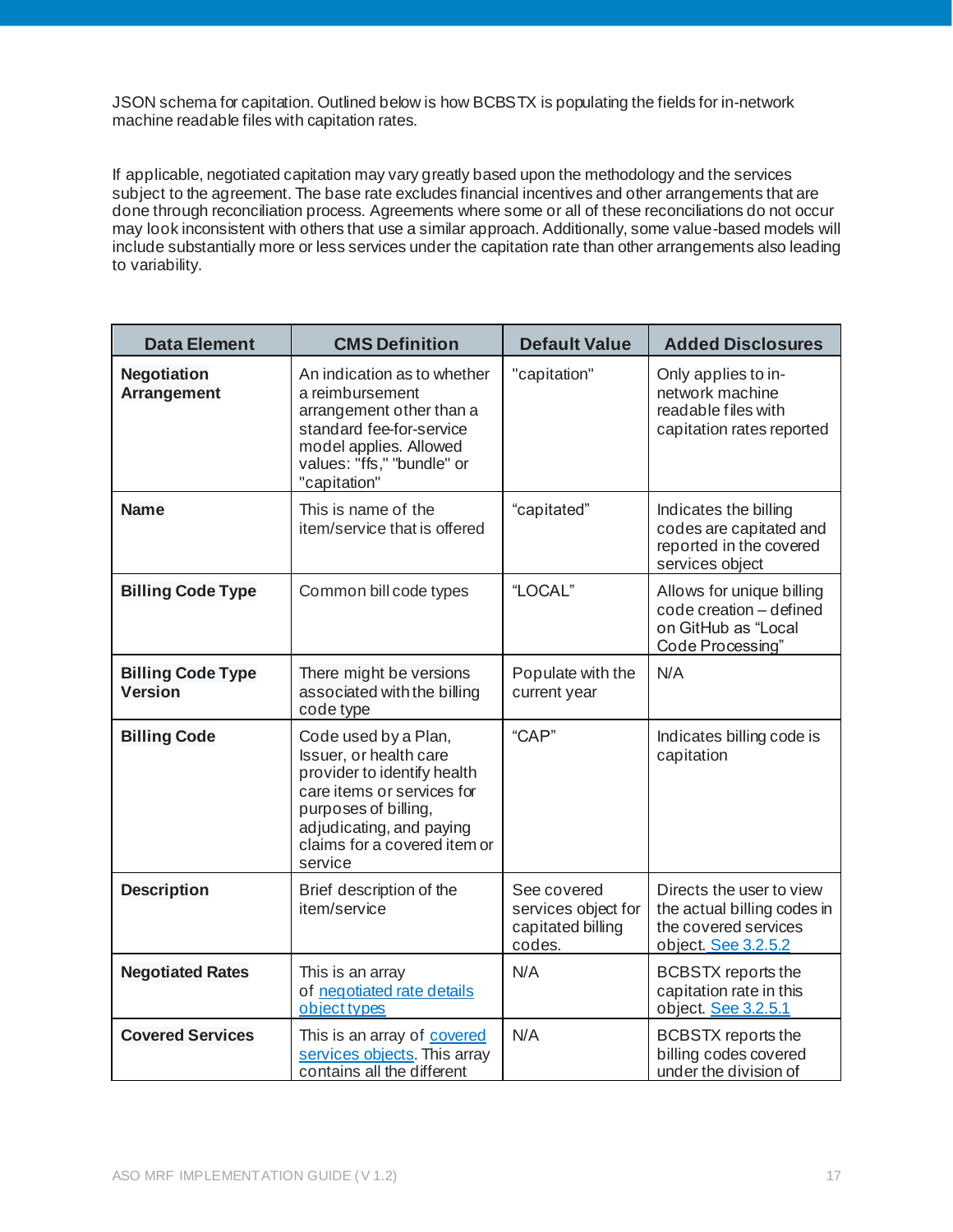JSON schema for capitation. Outlined below is how BCBSTX is populating the fields for in-network machine readable files with capitation rates.

If applicable, negotiated capitation may vary greatly based upon the methodology and the services subject to the agreement. The base rate excludes financial incentives and other arrangements that are done through reconciliation process. Agreements where some or all of these reconciliations do not occur may look inconsistent with others that use a similar approach. Additionally, some value-based models will include substantially more or less services under the capitation rate than other arrangements also leading to variability.

| Data Element | CMS Definition | Default Value | Added Disclosures |
|---|---|---|---|
| **Negotiation Arrangement** | An indication as to whether a reimbursement arrangement other than a standard fee-for-service model applies. Allowed values: "ffs," "bundle" or "capitation" | "capitation" | Only applies to in-network machine readable files with capitation rates reported |
| **Name** | This is name of the item/service that is offered | “capitated” | Indicates the billing codes are capitated and reported in the covered services object |
| **Billing Code Type** | Common bill code types | “LOCAL” | Allows for unique billing code creation – defined on GitHub as “Local Code Processing” |
| **Billing Code Type Version** | There might be versions associated with the billing code type | Populate with the current year | N/A |
| **Billing Code** | Code used by a Plan, Issuer, or health care provider to identify health care items or services for purposes of billing, adjudicating, and paying claims for a covered item or service | “CAP” | Indicates billing code is capitation |
| **Description** | Brief description of the item/service | See covered services object for capitated billing codes. | Directs the user to view the actual billing codes in the covered services object. See 3.2.5.2 |
| **Negotiated Rates** | This is an array of negotiated rate details object types | N/A | BCBSTX reports the capitation rate in this object. See 3.2.5.1 |
| **Covered Services** | This is an array of covered services objects. This array contains all the different | N/A | BCBSTX reports the billing codes covered under the division of |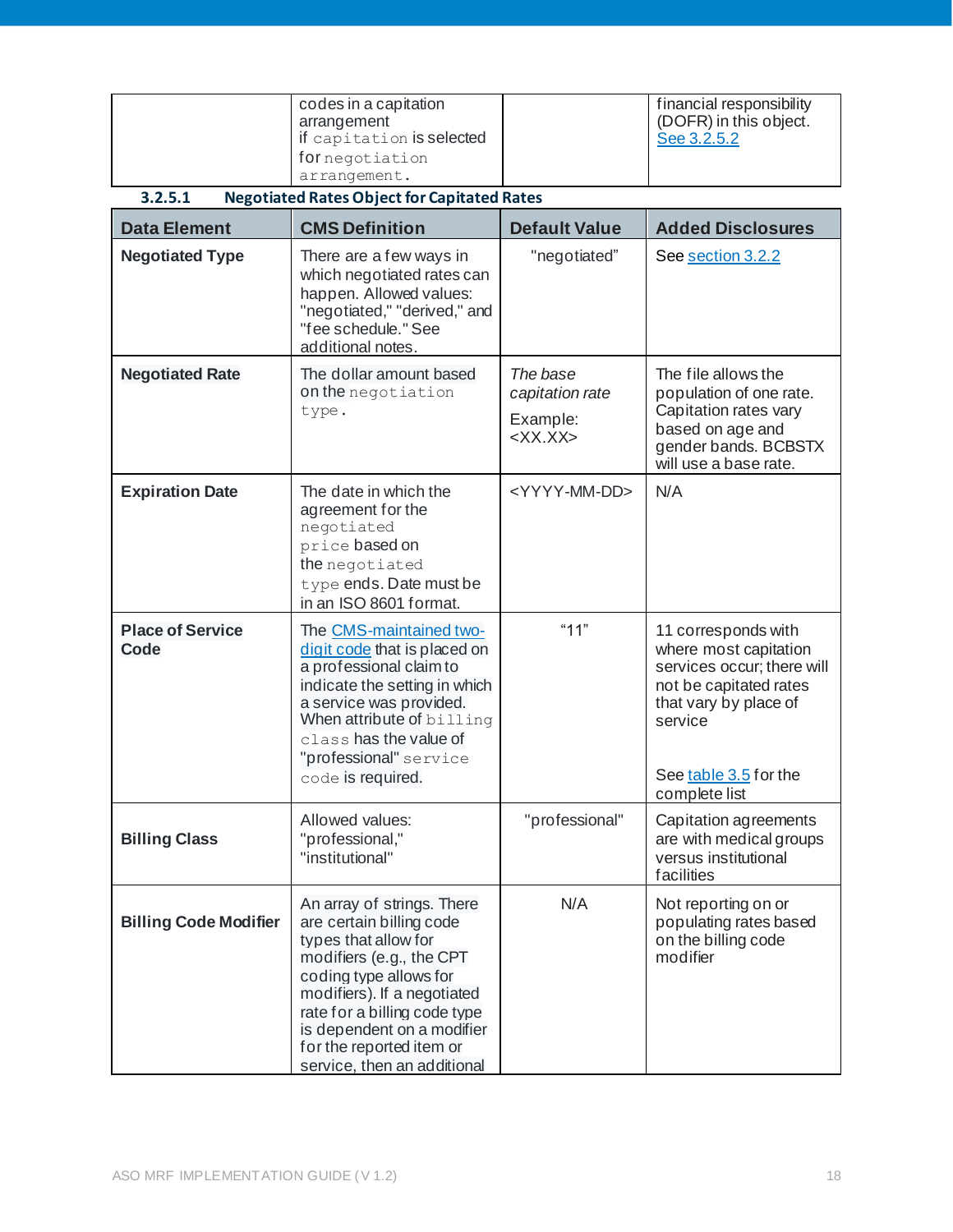| | codes in a capitation arrangement if capitation is selected for negotiation arrangement. | | financial responsibility (DOFR) in this object. See 3.2.5.2 |
|---|---|---|---|

### 3.2.5.1 Negotiated Rates Object for Capitated Rates

| Data Element | CMS Definition | Default Value | Added Disclosures |
|---|---|---|---|
| **Negotiated Type** | There are a few ways in which negotiated rates can happen. Allowed values: "negotiated," "derived," and "fee schedule." See additional notes. | "negotiated" | See section 3.2.2 |
| **Negotiated Rate** | The dollar amount based on the negotiation type. | *The base capitation rate*<br>Example: <XX.XX> | The file allows the population of one rate. Capitation rates vary based on age and gender bands. BCBSTX will use a base rate. |
| **Expiration Date** | The date in which the agreement for the negotiated price based on the negotiated type ends. Date must be in an ISO 8601 format. | <YYYY-MM-DD> | N/A |
| **Place of Service Code** | The CMS-maintained two-digit code that is placed on a professional claim to indicate the setting in which a service was provided. When attribute of billing class has the value of "professional" service code is required. | "11" | 11 corresponds with where most capitation services occur; there will not be capitated rates that vary by place of service<br><br>See table 3.5 for the complete list |
| **Billing Class** | Allowed values: "professional," "institutional" | "professional" | Capitation agreements are with medical groups versus institutional facilities |
| **Billing Code Modifier** | An array of strings. There are certain billing code types that allow for modifiers (e.g., the CPT coding type allows for modifiers). If a negotiated rate for a billing code type is dependent on a modifier for the reported item or service, then an additional | N/A | Not reporting on or populating rates based on the billing code modifier |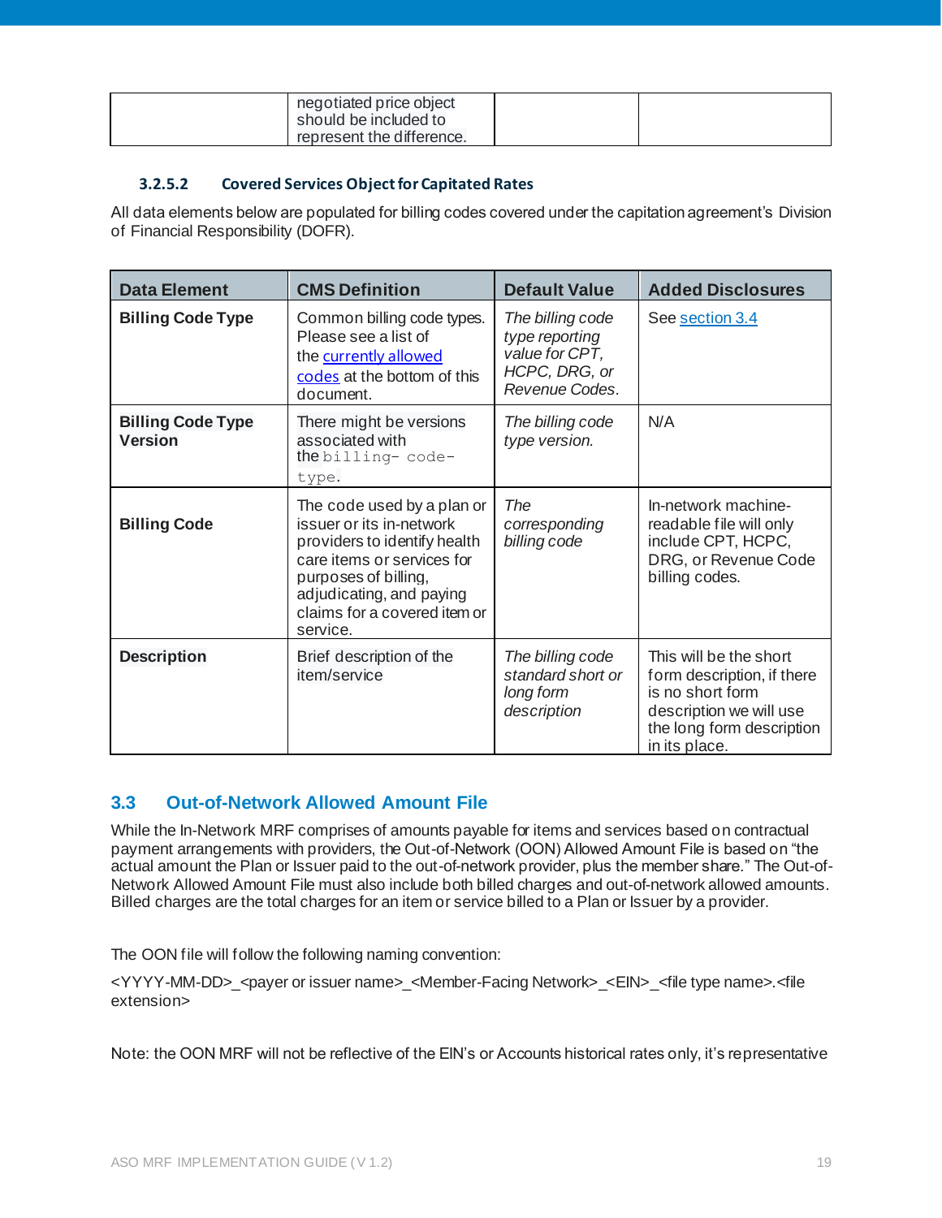| | negotiated price object should be included to represent the difference. | | |
|---|---|---|---|

#### 3.2.5.2 Covered Services Object for Capitated Rates

All data elements below are populated for billing codes covered under the capitation agreement's Division of Financial Responsibility (DOFR).

| Data Element | CMS Definition | Default Value | Added Disclosures |
|---|---|---|---|
| **Billing Code Type** | Common billing code types. Please see a list of the currently allowed codes at the bottom of this document. | *The billing code type reporting value for CPT, HCPC, DRG, or Revenue Codes.* | See section 3.4 |
| **Billing Code Type Version** | There might be versions associated with the `billing- code-type`. | *The billing code type version.* | N/A |
| **Billing Code** | The code used by a plan or issuer or its in-network providers to identify health care items or services for purposes of billing, adjudicating, and paying claims for a covered item or service. | *The corresponding billing code* | In-network machine-readable file will only include CPT, HCPC, DRG, or Revenue Code billing codes. |
| **Description** | Brief description of the item/service | *The billing code standard short or long form description* | This will be the short form description, if there is no short form description we will use the long form description in its place. |

## 3.3 Out-of-Network Allowed Amount File

While the In-Network MRF comprises of amounts payable for items and services based on contractual payment arrangements with providers, the Out-of-Network (OON) Allowed Amount File is based on "the actual amount the Plan or Issuer paid to the out-of-network provider, plus the member share." The Out-of-Network Allowed Amount File must also include both billed charges and out-of-network allowed amounts. Billed charges are the total charges for an item or service billed to a Plan or Issuer by a provider.

The OON file will follow the following naming convention:

<YYYY-MM-DD>_<payer or issuer name>_<Member-Facing Network>_<EIN>_<file type name>.<file extension>

Note: the OON MRF will not be reflective of the EIN's or Accounts historical rates only, it's representative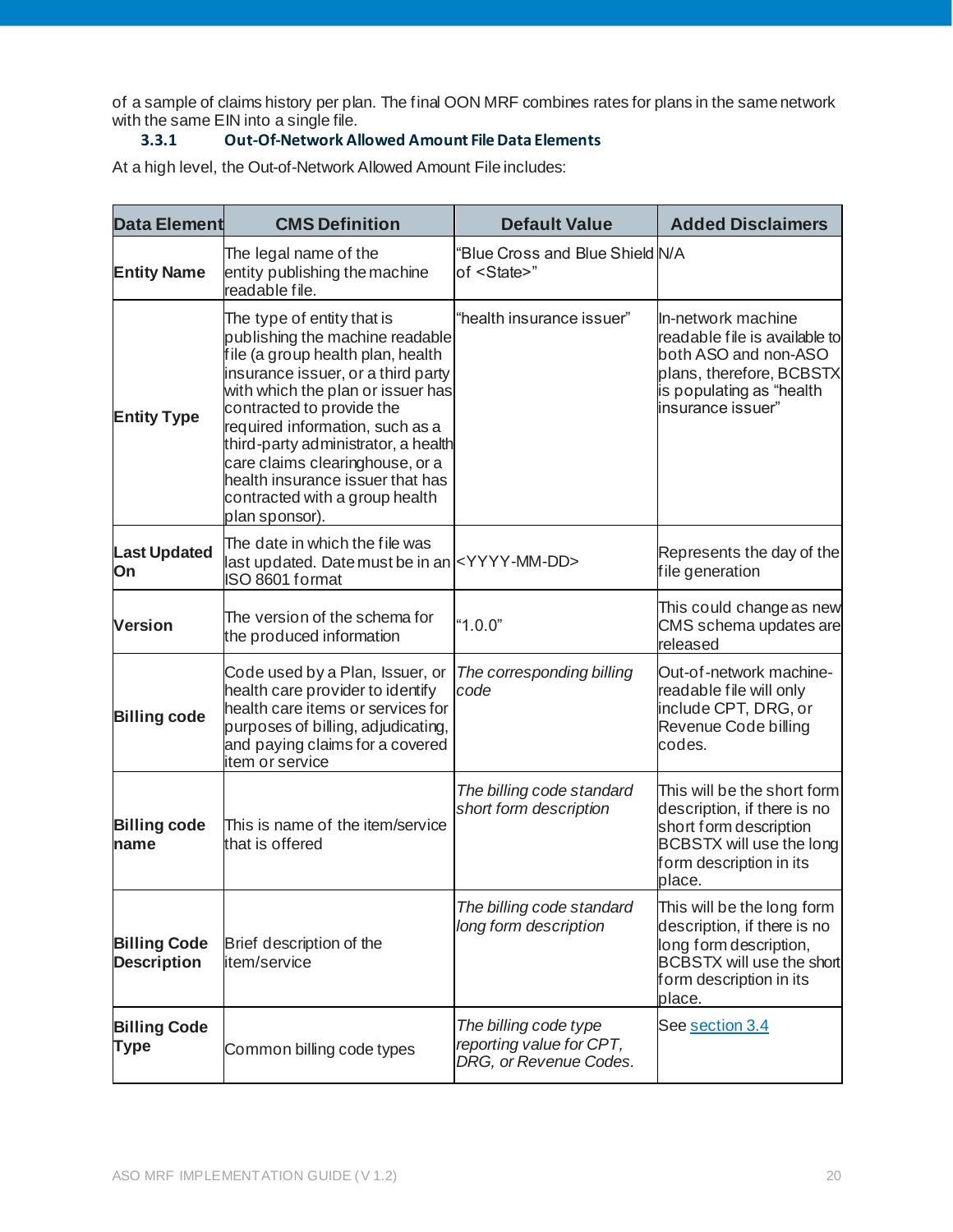of a sample of claims history per plan. The final OON MRF combines rates for plans in the same network with the same EIN into a single file.

### 3.3.1 Out-Of-Network Allowed Amount File Data Elements

At a high level, the Out-of-Network Allowed Amount File includes:

| Data Element | CMS Definition | Default Value | Added Disclaimers |
|---|---|---|---|
| **Entity Name** | The legal name of the entity publishing the machine readable file. | "Blue Cross and Blue Shield of <State>" | N/A |
| **Entity Type** | The type of entity that is publishing the machine readable file (a group health plan, health insurance issuer, or a third party with which the plan or issuer has contracted to provide the required information, such as a third-party administrator, a health care claims clearinghouse, or a health insurance issuer that has contracted with a group health plan sponsor). | "health insurance issuer" | In-network machine readable file is available to both ASO and non-ASO plans, therefore, BCBSTX is populating as "health insurance issuer" |
| **Last Updated On** | The date in which the file was last updated. Date must be in an ISO 8601 format | <YYYY-MM-DD> | Represents the day of the file generation |
| **Version** | The version of the schema for the produced information | "1.0.0" | This could change as new CMS schema updates are released |
| **Billing code** | Code used by a Plan, Issuer, or health care provider to identify health care items or services for purposes of billing, adjudicating, and paying claims for a covered item or service | *The corresponding billing code* | Out-of-network machine-readable file will only include CPT, DRG, or Revenue Code billing codes. |
| **Billing code name** | This is name of the item/service that is offered | *The billing code standard short form description* | This will be the short form description, if there is no short form description BCBSTX will use the long form description in its place. |
| **Billing Code Description** | Brief description of the item/service | *The billing code standard long form description* | This will be the long form description, if there is no long form description, BCBSTX will use the short form description in its place. |
| **Billing Code Type** | Common billing code types | *The billing code type reporting value for CPT, DRG, or Revenue Codes.* | See section 3.4 |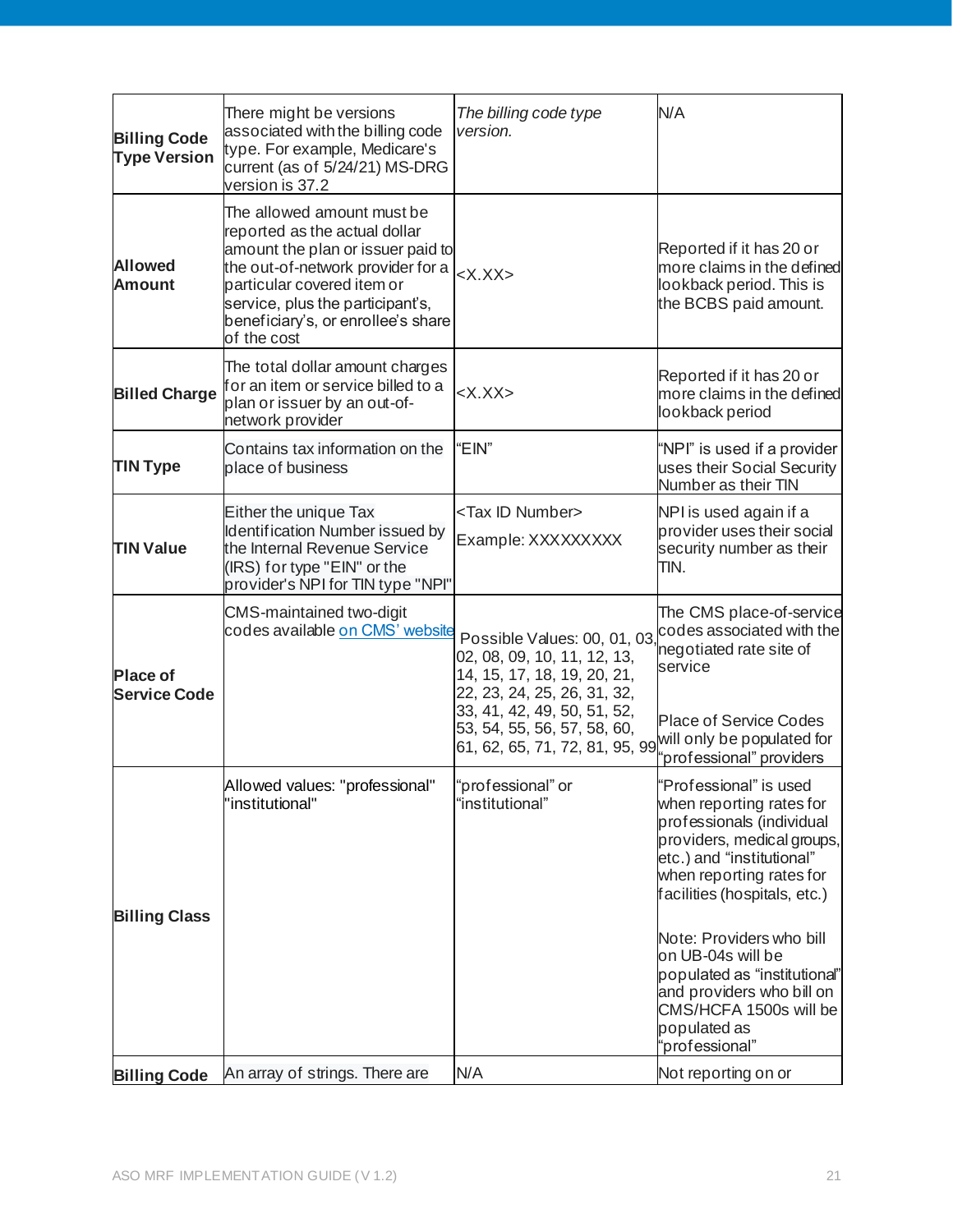| | | | |
|---|---|---|---|
| **Billing Code Type Version** | There might be versions associated with the billing code type. For example, Medicare's current (as of 5/24/21) MS-DRG version is 37.2 | *The billing code type version.* | N/A |
| **Allowed Amount** | The allowed amount must be reported as the actual dollar amount the plan or issuer paid to the out-of-network provider for a particular covered item or service, plus the participant's, beneficiary's, or enrollee's share of the cost | <X.XX> | Reported if it has 20 or more claims in the defined lookback period. This is the BCBS paid amount. |
| **Billed Charge** | The total dollar amount charges for an item or service billed to a plan or issuer by an out-of-network provider | <X.XX> | Reported if it has 20 or more claims in the defined lookback period |
| **TIN Type** | Contains tax information on the place of business | "EIN" | "NPI" is used if a provider uses their Social Security Number as their TIN |
| **TIN Value** | Either the unique Tax Identification Number issued by the Internal Revenue Service (IRS) for type "EIN" or the provider's NPI for TIN type "NPI" | <Tax ID Number><br>Example: XXXXXXXXX | NPI is used again if a provider uses their social security number as their TIN. |
| **Place of Service Code** | CMS-maintained two-digit codes available on CMS' website | Possible Values: 00, 01, 03, 02, 08, 09, 10, 11, 12, 13, 14, 15, 17, 18, 19, 20, 21, 22, 23, 24, 25, 26, 31, 32, 33, 41, 42, 49, 50, 51, 52, 53, 54, 55, 56, 57, 58, 60, 61, 62, 65, 71, 72, 81, 95, 99 | The CMS place-of-service codes associated with the negotiated rate site of service<br><br>Place of Service Codes will only be populated for "professional" providers |
| **Billing Class** | Allowed values: "professional" "institutional" | "professional" or "institutional" | "Professional" is used when reporting rates for professionals (individual providers, medical groups, etc.) and "institutional" when reporting rates for facilities (hospitals, etc.)<br><br>Note: Providers who bill on UB-04s will be populated as "institutional" and providers who bill on CMS/HCFA 1500s will be populated as "professional" |
| **Billing Code** | An array of strings. There are | N/A | Not reporting on or |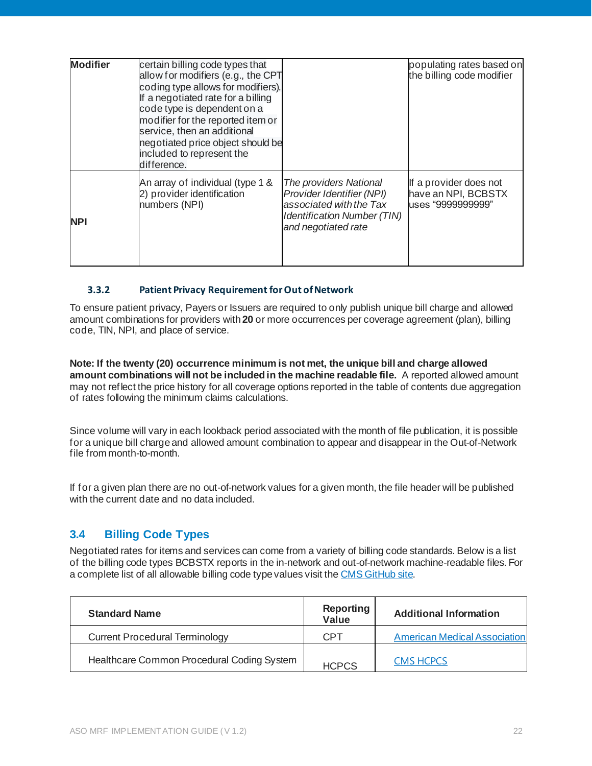| | | | |
|---|---|---|---|
| **Modifier** | certain billing code types that allow for modifiers (e.g., the CPT coding type allows for modifiers). If a negotiated rate for a billing code type is dependent on a modifier for the reported item or service, then an additional negotiated price object should be included to represent the difference. | | populating rates based on the billing code modifier |
| **NPI** | An array of individual (type 1 & 2) provider identification numbers (NPI) | *The providers National Provider Identifier (NPI) associated with the Tax Identification Number (TIN) and negotiated rate* | If a provider does not have an NPI, BCBSTX uses "9999999999" |

#### 3.3.2 Patient Privacy Requirement for Out of Network

To ensure patient privacy, Payers or Issuers are required to only publish unique bill charge and allowed amount combinations for providers with **20** or more occurrences per coverage agreement (plan), billing code, TIN, NPI, and place of service.

**Note: If the twenty (20) occurrence minimum is not met, the unique bill and charge allowed amount combinations will not be included in the machine readable file.** A reported allowed amount may not reflect the price history for all coverage options reported in the table of contents due aggregation of rates following the minimum claims calculations.

Since volume will vary in each lookback period associated with the month of file publication, it is possible for a unique bill charge and allowed amount combination to appear and disappear in the Out-of-Network file from month-to-month.

If for a given plan there are no out-of-network values for a given month, the file header will be published with the current date and no data included.

## 3.4 Billing Code Types

Negotiated rates for items and services can come from a variety of billing code standards. Below is a list of the billing code types BCBSTX reports in the in-network and out-of-network machine-readable files. For a complete list of all allowable billing code type values visit the CMS GitHub site.

| Standard Name | Reporting Value | Additional Information |
|---|---|---|
| Current Procedural Terminology | CPT | American Medical Association |
| Healthcare Common Procedural Coding System | HCPCS | CMS HCPCS |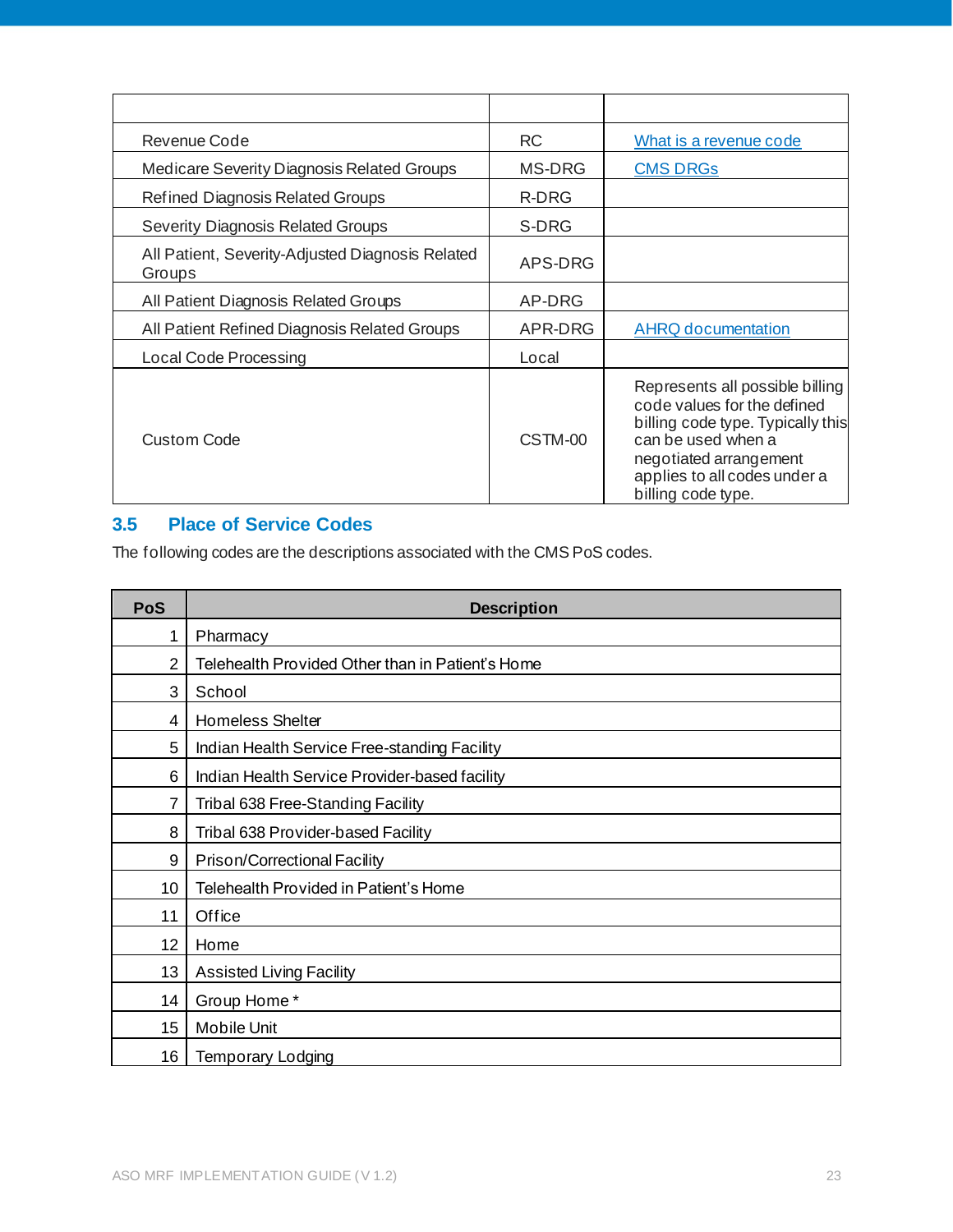| | | |
|---|---|---|
| Revenue Code | RC | [What is a revenue code]() |
| Medicare Severity Diagnosis Related Groups | MS-DRG | [CMS DRGs]() |
| Refined Diagnosis Related Groups | R-DRG | |
| Severity Diagnosis Related Groups | S-DRG | |
| All Patient, Severity-Adjusted Diagnosis Related Groups | APS-DRG | |
| All Patient Diagnosis Related Groups | AP-DRG | |
| All Patient Refined Diagnosis Related Groups | APR-DRG | [AHRQ documentation]() |
| Local Code Processing | Local | |
| Custom Code | CSTM-00 | Represents all possible billing code values for the defined billing code type. Typically this can be used when a negotiated arrangement applies to all codes under a billing code type. |

### 3.5 Place of Service Codes

The following codes are the descriptions associated with the CMS PoS codes.

| PoS | Description |
|---|---|
| 1 | Pharmacy |
| 2 | Telehealth Provided Other than in Patient's Home |
| 3 | School |
| 4 | Homeless Shelter |
| 5 | Indian Health Service Free-standing Facility |
| 6 | Indian Health Service Provider-based facility |
| 7 | Tribal 638 Free-Standing Facility |
| 8 | Tribal 638 Provider-based Facility |
| 9 | Prison/Correctional Facility |
| 10 | Telehealth Provided in Patient's Home |
| 11 | Office |
| 12 | Home |
| 13 | Assisted Living Facility |
| 14 | Group Home * |
| 15 | Mobile Unit |
| 16 | Temporary Lodging |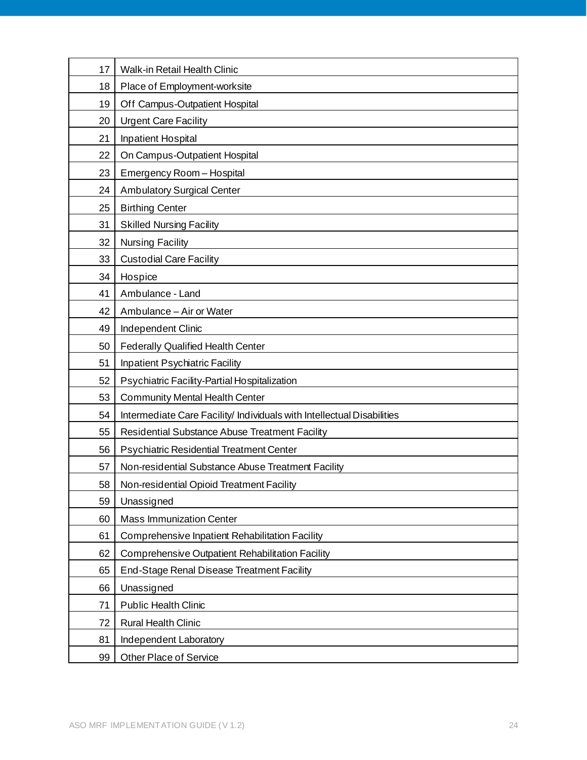| | |
|---|---|
| 17 | Walk-in Retail Health Clinic |
| 18 | Place of Employment-worksite |
| 19 | Off Campus-Outpatient Hospital |
| 20 | Urgent Care Facility |
| 21 | Inpatient Hospital |
| 22 | On Campus-Outpatient Hospital |
| 23 | Emergency Room – Hospital |
| 24 | Ambulatory Surgical Center |
| 25 | Birthing Center |
| 31 | Skilled Nursing Facility |
| 32 | Nursing Facility |
| 33 | Custodial Care Facility |
| 34 | Hospice |
| 41 | Ambulance - Land |
| 42 | Ambulance – Air or Water |
| 49 | Independent Clinic |
| 50 | Federally Qualified Health Center |
| 51 | Inpatient Psychiatric Facility |
| 52 | Psychiatric Facility-Partial Hospitalization |
| 53 | Community Mental Health Center |
| 54 | Intermediate Care Facility/ Individuals with Intellectual Disabilities |
| 55 | Residential Substance Abuse Treatment Facility |
| 56 | Psychiatric Residential Treatment Center |
| 57 | Non-residential Substance Abuse Treatment Facility |
| 58 | Non-residential Opioid Treatment Facility |
| 59 | Unassigned |
| 60 | Mass Immunization Center |
| 61 | Comprehensive Inpatient Rehabilitation Facility |
| 62 | Comprehensive Outpatient Rehabilitation Facility |
| 65 | End-Stage Renal Disease Treatment Facility |
| 66 | Unassigned |
| 71 | Public Health Clinic |
| 72 | Rural Health Clinic |
| 81 | Independent Laboratory |
| 99 | Other Place of Service |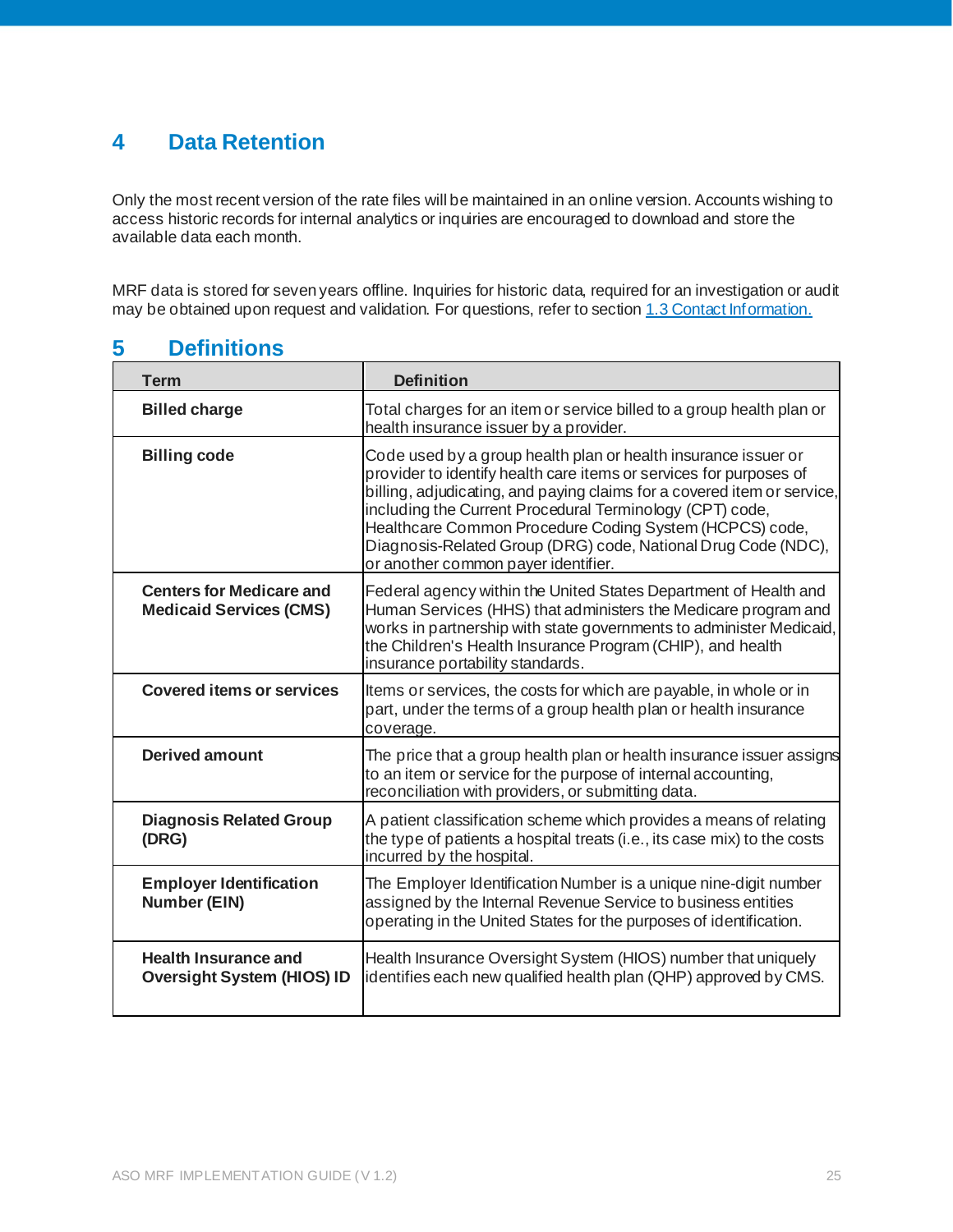# 4 Data Retention

Only the most recent version of the rate files will be maintained in an online version. Accounts wishing to access historic records for internal analytics or inquiries are encouraged to download and store the available data each month.

MRF data is stored for seven years offline. Inquiries for historic data, required for an investigation or audit may be obtained upon request and validation. For questions, refer to section [1.3 Contact Information.](#)

# 5 Definitions

| Term | Definition |
| --- | --- |
| **Billed charge** | Total charges for an item or service billed to a group health plan or health insurance issuer by a provider. |
| **Billing code** | Code used by a group health plan or health insurance issuer or provider to identify health care items or services for purposes of billing, adjudicating, and paying claims for a covered item or service, including the Current Procedural Terminology (CPT) code, Healthcare Common Procedure Coding System (HCPCS) code, Diagnosis-Related Group (DRG) code, National Drug Code (NDC), or another common payer identifier. |
| **Centers for Medicare and Medicaid Services (CMS)** | Federal agency within the United States Department of Health and Human Services (HHS) that administers the Medicare program and works in partnership with state governments to administer Medicaid, the Children's Health Insurance Program (CHIP), and health insurance portability standards. |
| **Covered items or services** | Items or services, the costs for which are payable, in whole or in part, under the terms of a group health plan or health insurance coverage. |
| **Derived amount** | The price that a group health plan or health insurance issuer assigns to an item or service for the purpose of internal accounting, reconciliation with providers, or submitting data. |
| **Diagnosis Related Group (DRG)** | A patient classification scheme which provides a means of relating the type of patients a hospital treats (i.e., its case mix) to the costs incurred by the hospital. |
| **Employer Identification Number (EIN)** | The Employer Identification Number is a unique nine-digit number assigned by the Internal Revenue Service to business entities operating in the United States for the purposes of identification. |
| **Health Insurance and Oversight System (HIOS) ID** | Health Insurance Oversight System (HIOS) number that uniquely identifies each new qualified health plan (QHP) approved by CMS. |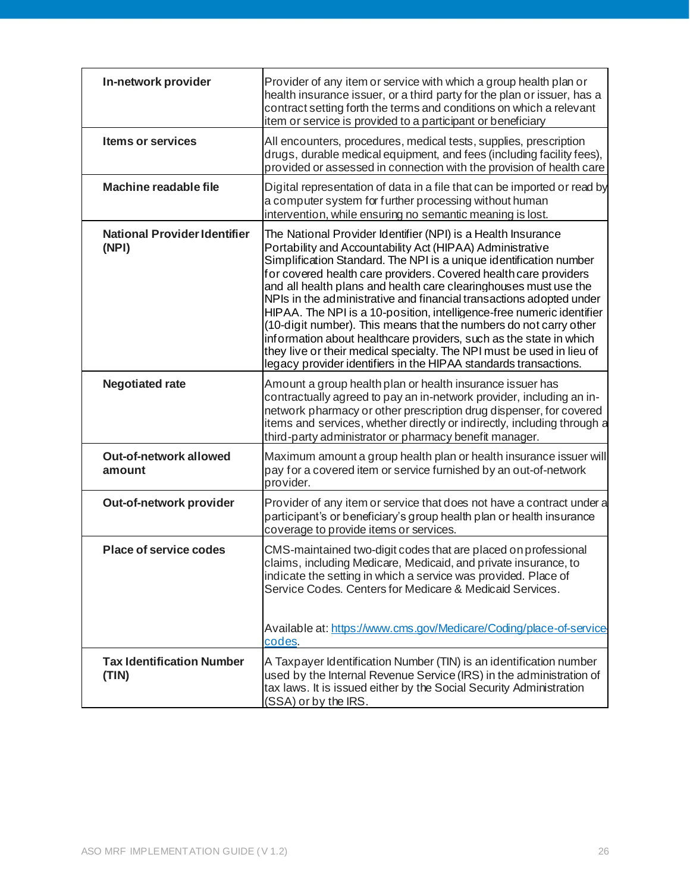| | |
|---|---|
| **In-network provider** | Provider of any item or service with which a group health plan or health insurance issuer, or a third party for the plan or issuer, has a contract setting forth the terms and conditions on which a relevant item or service is provided to a participant or beneficiary |
| **Items or services** | All encounters, procedures, medical tests, supplies, prescription drugs, durable medical equipment, and fees (including facility fees), provided or assessed in connection with the provision of health care |
| **Machine readable file** | Digital representation of data in a file that can be imported or read by a computer system for further processing without human intervention, while ensuring no semantic meaning is lost. |
| **National Provider Identifier (NPI)** | The National Provider Identifier (NPI) is a Health Insurance Portability and Accountability Act (HIPAA) Administrative Simplification Standard. The NPI is a unique identification number for covered health care providers. Covered health care providers and all health plans and health care clearinghouses must use the NPIs in the administrative and financial transactions adopted under HIPAA. The NPI is a 10-position, intelligence-free numeric identifier (10-digit number). This means that the numbers do not carry other information about healthcare providers, such as the state in which they live or their medical specialty. The NPI must be used in lieu of legacy provider identifiers in the HIPAA standards transactions. |
| **Negotiated rate** | Amount a group health plan or health insurance issuer has contractually agreed to pay an in-network provider, including an in-network pharmacy or other prescription drug dispenser, for covered items and services, whether directly or indirectly, including through a third-party administrator or pharmacy benefit manager. |
| **Out-of-network allowed amount** | Maximum amount a group health plan or health insurance issuer will pay for a covered item or service furnished by an out-of-network provider. |
| **Out-of-network provider** | Provider of any item or service that does not have a contract under a participant's or beneficiary's group health plan or health insurance coverage to provide items or services. |
| **Place of service codes** | CMS-maintained two-digit codes that are placed on professional claims, including Medicare, Medicaid, and private insurance, to indicate the setting in which a service was provided. Place of Service Codes. Centers for Medicare & Medicaid Services.<br><br>Available at: [https://www.cms.gov/Medicare/Coding/place-of-service-codes](https://www.cms.gov/Medicare/Coding/place-of-service-codes). |
| **Tax Identification Number (TIN)** | A Taxpayer Identification Number (TIN) is an identification number used by the Internal Revenue Service (IRS) in the administration of tax laws. It is issued either by the Social Security Administration (SSA) or by the IRS. |